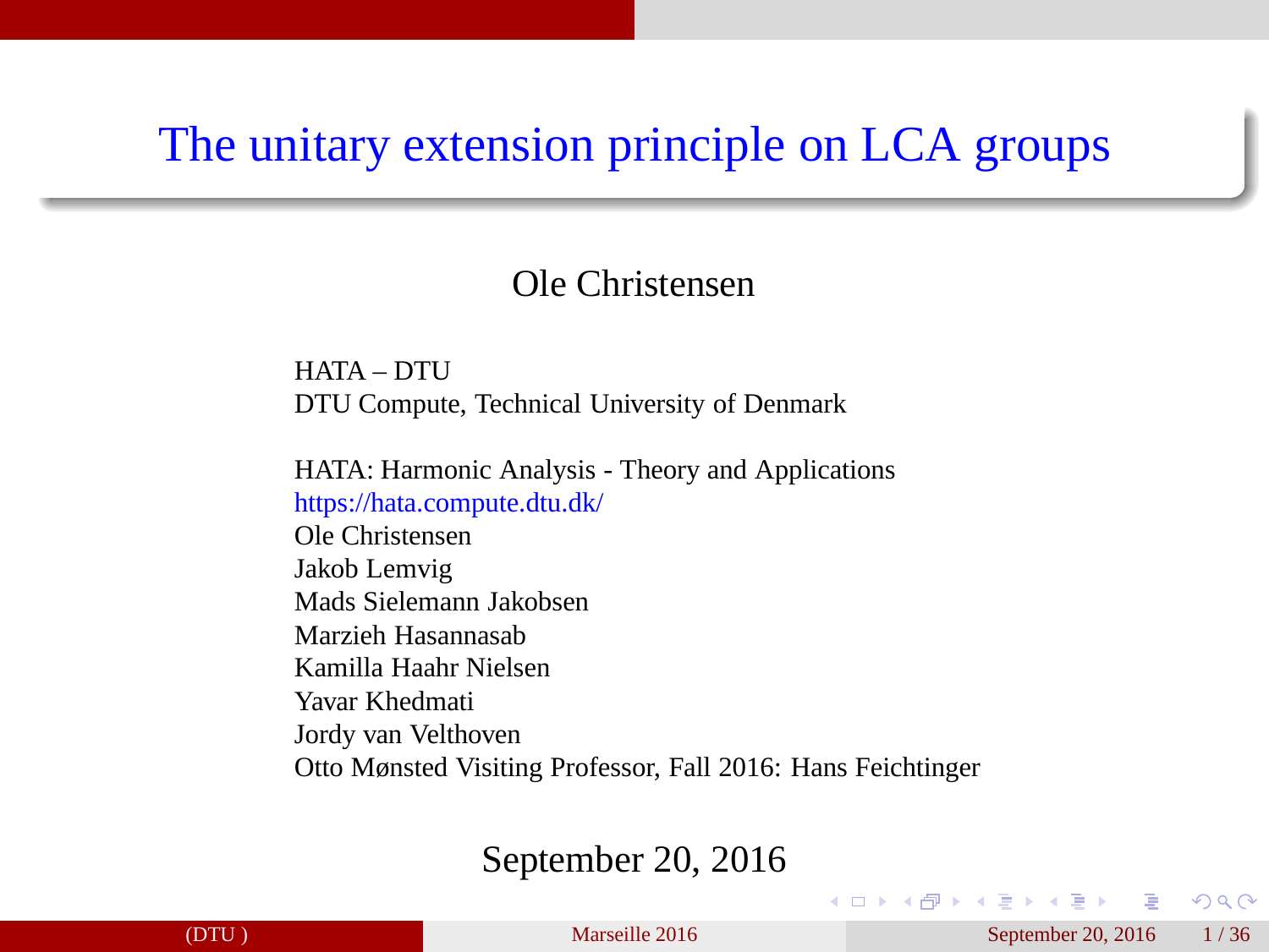# The unitary extension principle on LCA groups

Ole Christensen

HATA – DTU
DTU Compute, Technical University of Denmark

HATA: Harmonic Analysis - Theory and Applications
https://hata.compute.dtu.dk/
Ole Christensen
Jakob Lemvig
Mads Sielemann Jakobsen
Marzieh Hasannasab
Kamilla Haahr Nielsen
Yavar Khedmati
Jordy van Velthoven
Otto Mønsted Visiting Professor, Fall 2016: Hans Feichtinger

September 20, 2016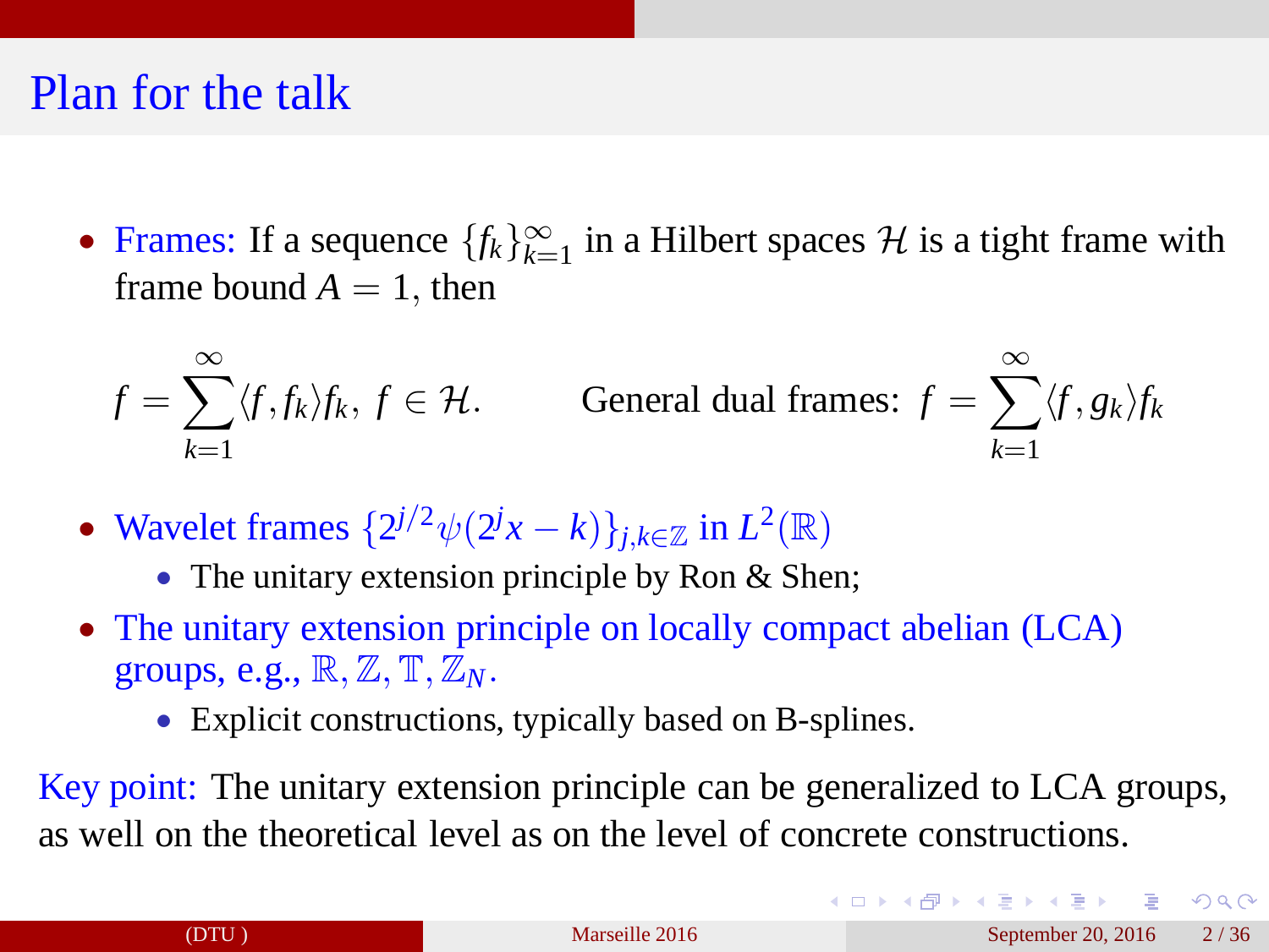# Plan for the talk

- Frames: If a sequence $\{f_k\}_{k=1}^{\infty}$ in a Hilbert spaces $\mathcal{H}$ is a tight frame with frame bound $A = 1$, then

$$f = \sum_{k=1}^{\infty} \langle f, f_k \rangle f_k, \; f \in \mathcal{H}. \qquad \text{General dual frames: } f = \sum_{k=1}^{\infty} \langle f, g_k \rangle f_k$$

- Wavelet frames $\{2^{j/2}\psi(2^j x - k)\}_{j,k \in \mathbb{Z}}$ in $L^2(\mathbb{R})$
  - The unitary extension principle by Ron & Shen;
- The unitary extension principle on locally compact abelian (LCA) groups, e.g., $\mathbb{R}, \mathbb{Z}, \mathbb{T}, \mathbb{Z}_N$.
  - Explicit constructions, typically based on B-splines.

Key point: The unitary extension principle can be generalized to LCA groups, as well on the theoretical level as on the level of concrete constructions.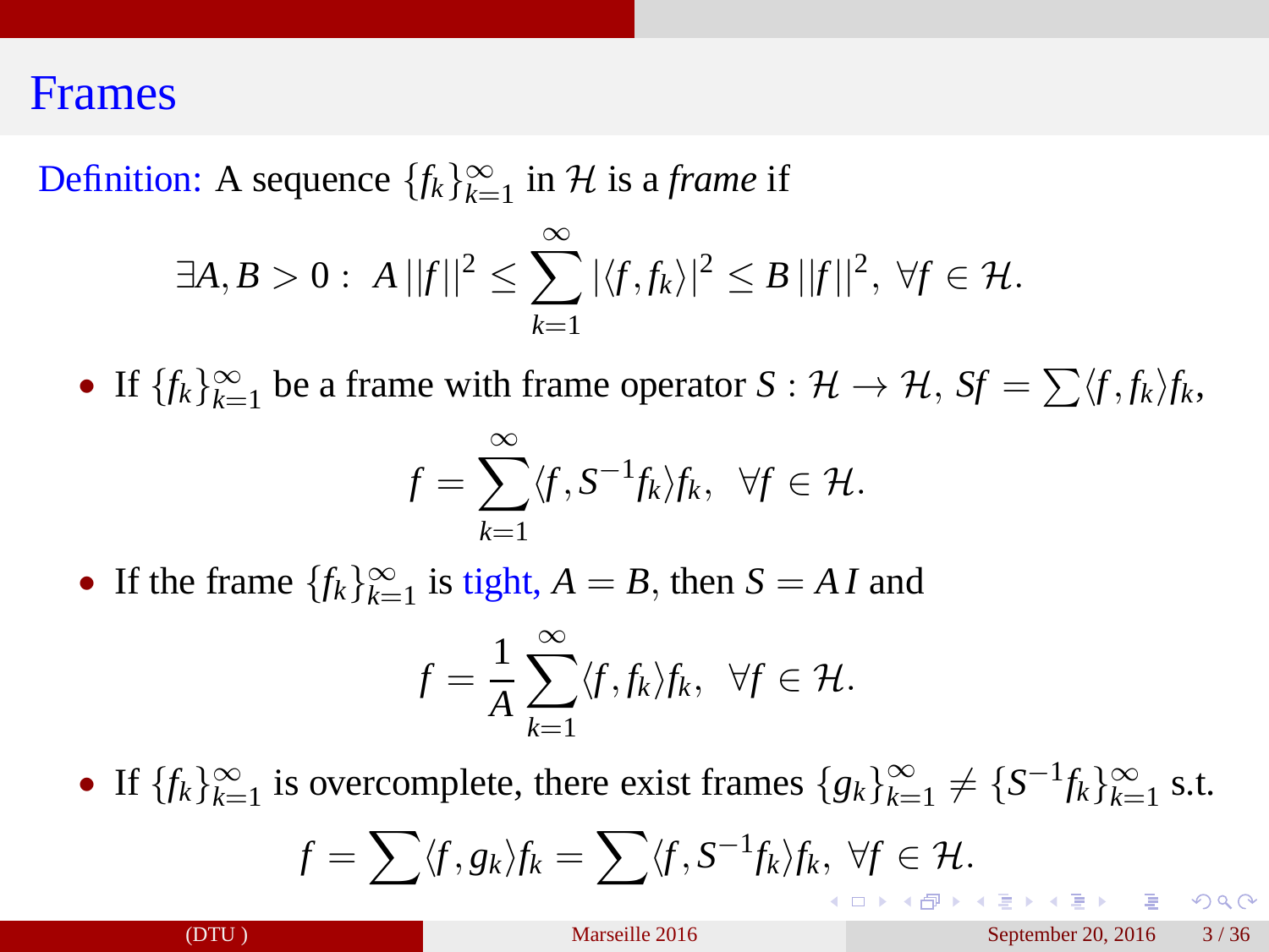# Frames

Definition: A sequence $\{f_k\}_{k=1}^{\infty}$ in $\mathcal{H}$ is a *frame* if

$$\exists A, B > 0: \ A\,||f||^2 \leq \sum_{k=1}^{\infty} |\langle f, f_k\rangle|^2 \leq B\,||f||^2, \ \forall f \in \mathcal{H}.$$

- If $\{f_k\}_{k=1}^{\infty}$ be a frame with frame operator $S: \mathcal{H} \to \mathcal{H}$, $Sf = \sum \langle f, f_k\rangle f_k$,

$$f = \sum_{k=1}^{\infty} \langle f, S^{-1} f_k\rangle f_k, \ \ \forall f \in \mathcal{H}.$$

- If the frame $\{f_k\}_{k=1}^{\infty}$ is tight, $A = B$, then $S = A\,I$ and

$$f = \frac{1}{A} \sum_{k=1}^{\infty} \langle f, f_k\rangle f_k, \ \ \forall f \in \mathcal{H}.$$

- If $\{f_k\}_{k=1}^{\infty}$ is overcomplete, there exist frames $\{g_k\}_{k=1}^{\infty} \neq \{S^{-1} f_k\}_{k=1}^{\infty}$ s.t.

$$f = \sum \langle f, g_k\rangle f_k = \sum \langle f, S^{-1} f_k\rangle f_k, \ \forall f \in \mathcal{H}.$$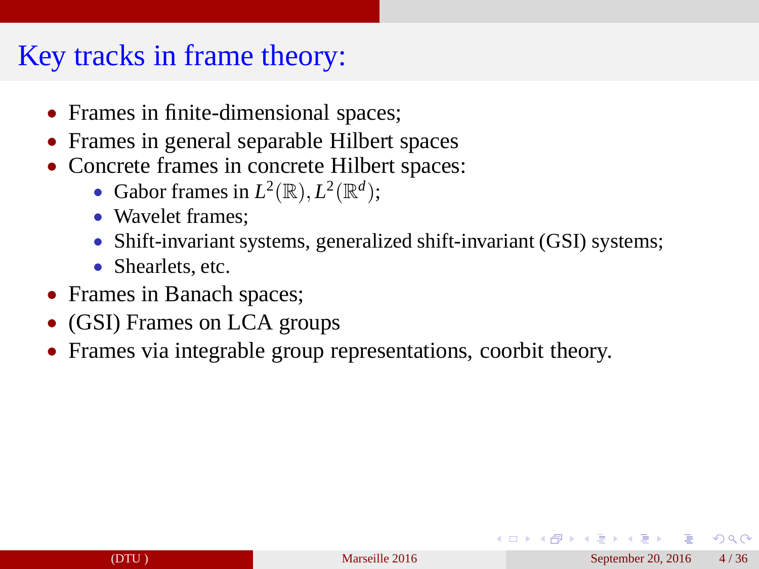# Key tracks in frame theory:

- Frames in finite-dimensional spaces;
- Frames in general separable Hilbert spaces
- Concrete frames in concrete Hilbert spaces:
  - Gabor frames in $L^2(\mathbb{R}), L^2(\mathbb{R}^d)$;
  - Wavelet frames;
  - Shift-invariant systems, generalized shift-invariant (GSI) systems;
  - Shearlets, etc.
- Frames in Banach spaces;
- (GSI) Frames on LCA groups
- Frames via integrable group representations, coorbit theory.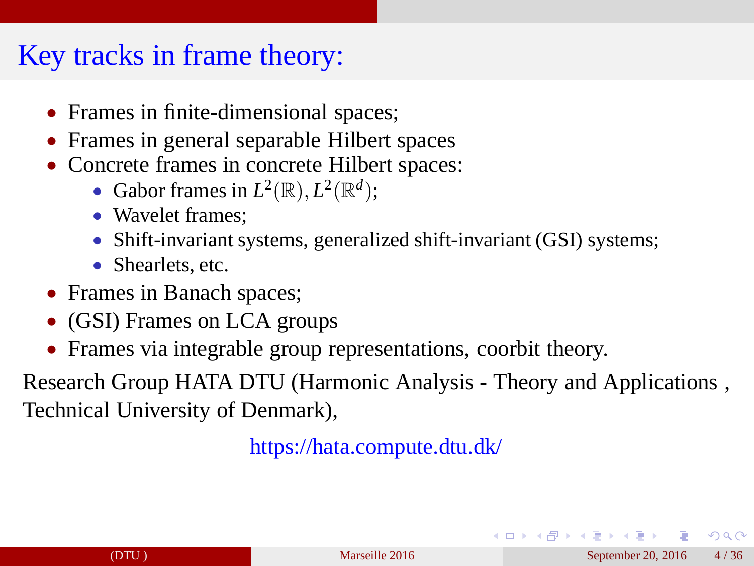# Key tracks in frame theory:

- Frames in finite-dimensional spaces;
- Frames in general separable Hilbert spaces
- Concrete frames in concrete Hilbert spaces:
  - Gabor frames in $L^2(\mathbb{R}), L^2(\mathbb{R}^d)$;
  - Wavelet frames;
  - Shift-invariant systems, generalized shift-invariant (GSI) systems;
  - Shearlets, etc.
- Frames in Banach spaces;
- (GSI) Frames on LCA groups
- Frames via integrable group representations, coorbit theory.

Research Group HATA DTU (Harmonic Analysis - Theory and Applications , Technical University of Denmark),

https://hata.compute.dtu.dk/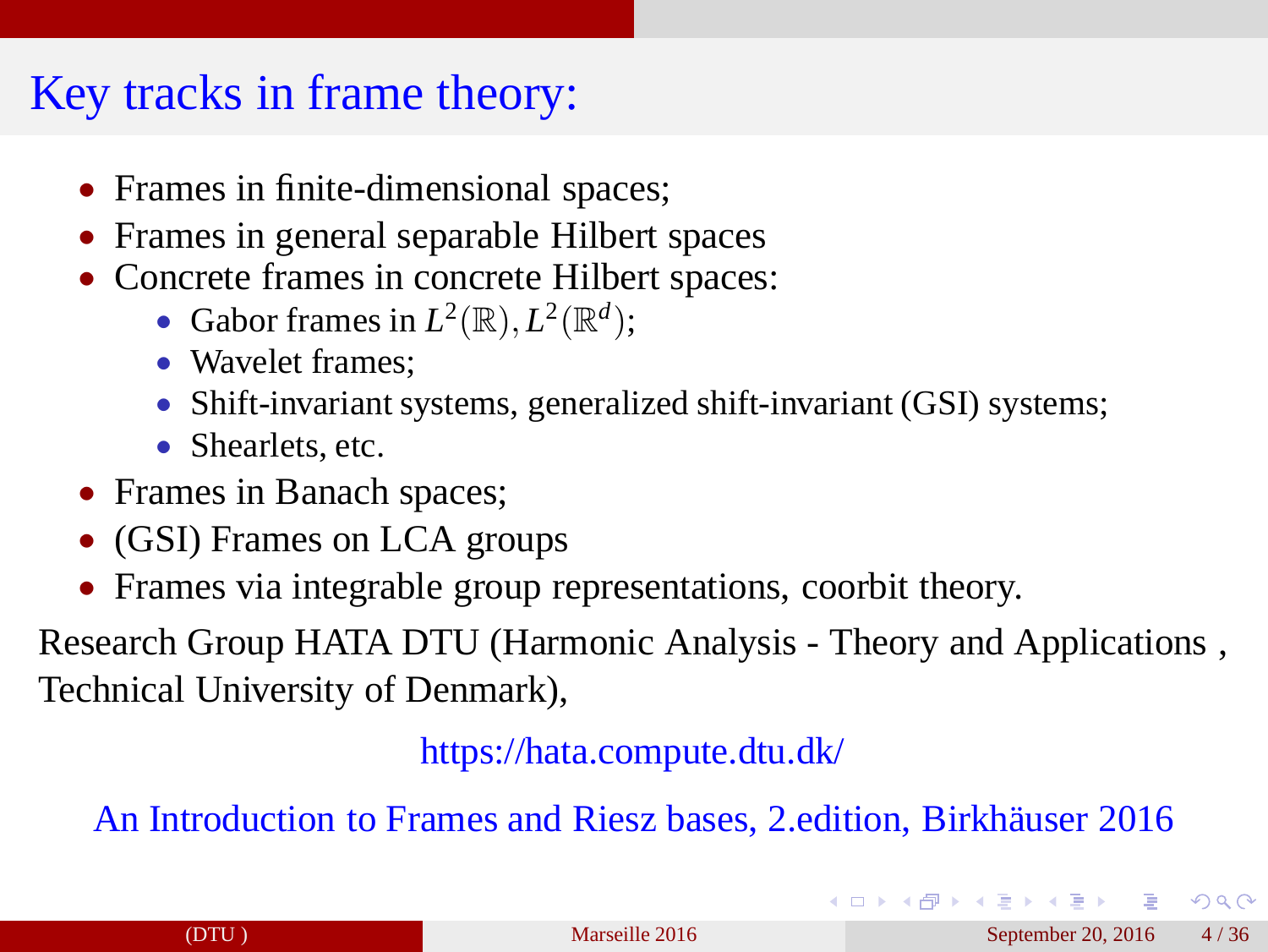# Key tracks in frame theory:

- Frames in finite-dimensional spaces;
- Frames in general separable Hilbert spaces
- Concrete frames in concrete Hilbert spaces:
  - Gabor frames in $L^2(\mathbb{R}), L^2(\mathbb{R}^d)$;
  - Wavelet frames;
  - Shift-invariant systems, generalized shift-invariant (GSI) systems;
  - Shearlets, etc.
- Frames in Banach spaces;
- (GSI) Frames on LCA groups
- Frames via integrable group representations, coorbit theory.

Research Group HATA DTU (Harmonic Analysis - Theory and Applications , Technical University of Denmark),

https://hata.compute.dtu.dk/

An Introduction to Frames and Riesz bases, 2.edition, Birkhäuser 2016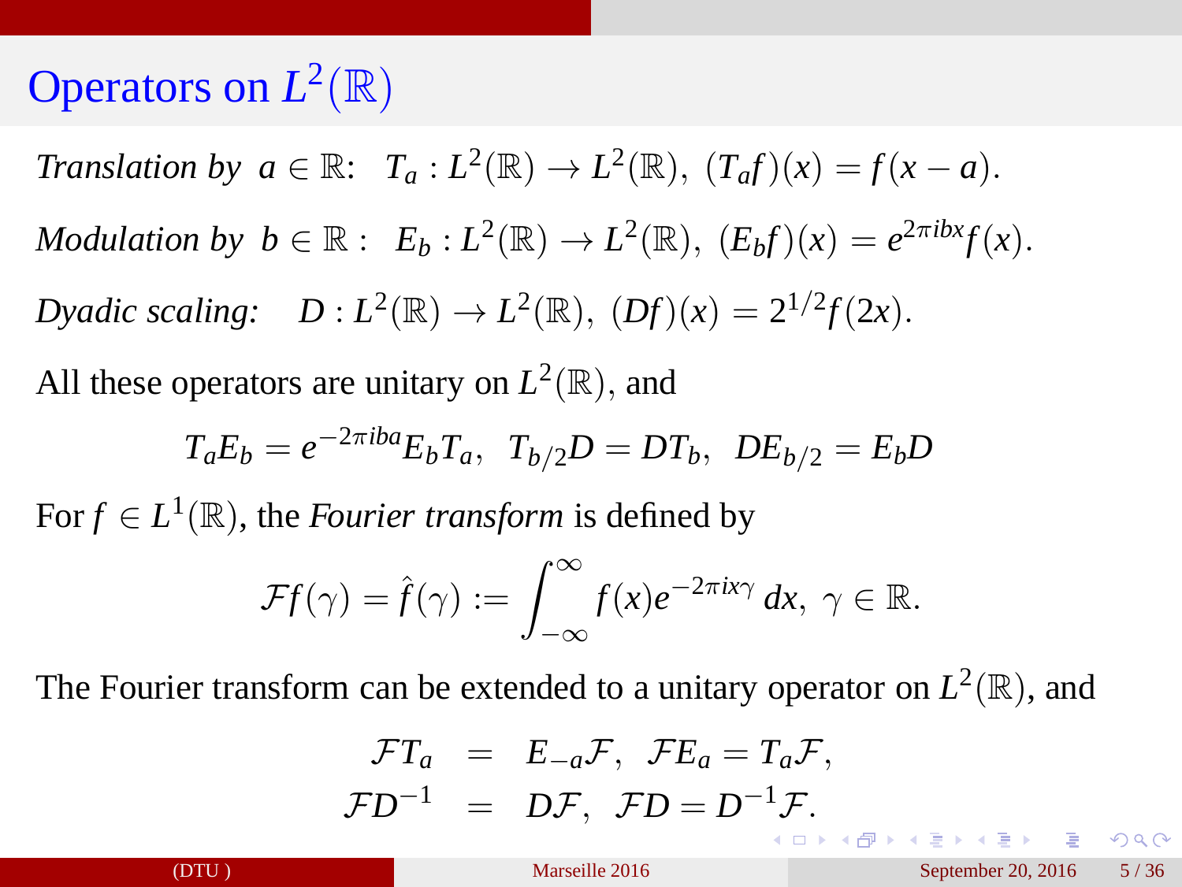# Operators on $L^2(\mathbb{R})$

*Translation by* $a \in \mathbb{R}$: $T_a : L^2(\mathbb{R}) \to L^2(\mathbb{R}),\ (T_a f)(x) = f(x-a).$

*Modulation by* $b \in \mathbb{R}$ : $E_b : L^2(\mathbb{R}) \to L^2(\mathbb{R}),\ (E_b f)(x) = e^{2\pi i b x} f(x).$

*Dyadic scaling:* $D : L^2(\mathbb{R}) \to L^2(\mathbb{R}),\ (Df)(x) = 2^{1/2} f(2x).$

All these operators are unitary on $L^2(\mathbb{R})$, and

$$T_a E_b = e^{-2\pi i b a} E_b T_a,\ \ T_{b/2} D = D T_b,\ \ D E_{b/2} = E_b D$$

For $f \in L^1(\mathbb{R})$, the *Fourier transform* is defined by

$$\mathcal{F} f(\gamma) = \hat{f}(\gamma) := \int_{-\infty}^{\infty} f(x) e^{-2\pi i x \gamma}\, dx,\ \gamma \in \mathbb{R}.$$

The Fourier transform can be extended to a unitary operator on $L^2(\mathbb{R})$, and

$$\begin{aligned} \mathcal{F} T_a &= E_{-a} \mathcal{F},\ \ \mathcal{F} E_a = T_a \mathcal{F}, \\ \mathcal{F} D^{-1} &= D \mathcal{F},\ \ \mathcal{F} D = D^{-1} \mathcal{F}. \end{aligned}$$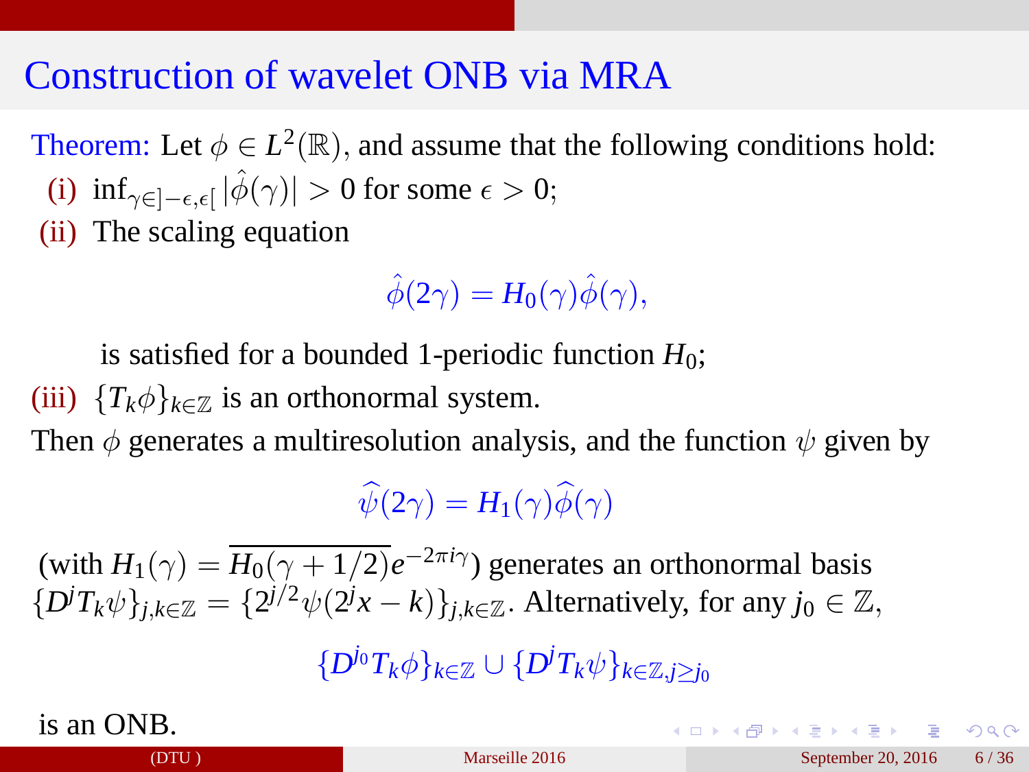# Construction of wavelet ONB via MRA

Theorem: Let $\phi \in L^2(\mathbb{R})$, and assume that the following conditions hold:

(i) $\inf_{\gamma \in ]-\epsilon,\epsilon[} |\hat{\phi}(\gamma)| > 0$ for some $\epsilon > 0$;

(ii) The scaling equation

$$\hat{\phi}(2\gamma) = H_0(\gamma)\hat{\phi}(\gamma),$$

is satisfied for a bounded 1-periodic function $H_0$;

(iii) $\{T_k\phi\}_{k\in\mathbb{Z}}$ is an orthonormal system.

Then $\phi$ generates a multiresolution analysis, and the function $\psi$ given by

$$\widehat{\psi}(2\gamma) = H_1(\gamma)\widehat{\phi}(\gamma)$$

(with $H_1(\gamma) = \overline{H_0(\gamma + 1/2)}e^{-2\pi i\gamma}$) generates an orthonormal basis $\{D^j T_k\psi\}_{j,k\in\mathbb{Z}} = \{2^{j/2}\psi(2^j x - k)\}_{j,k\in\mathbb{Z}}$. Alternatively, for any $j_0 \in \mathbb{Z}$,

$$\{D^{j_0}T_k\phi\}_{k\in\mathbb{Z}} \cup \{D^j T_k\psi\}_{k\in\mathbb{Z}, j\geq j_0}$$

is an ONB.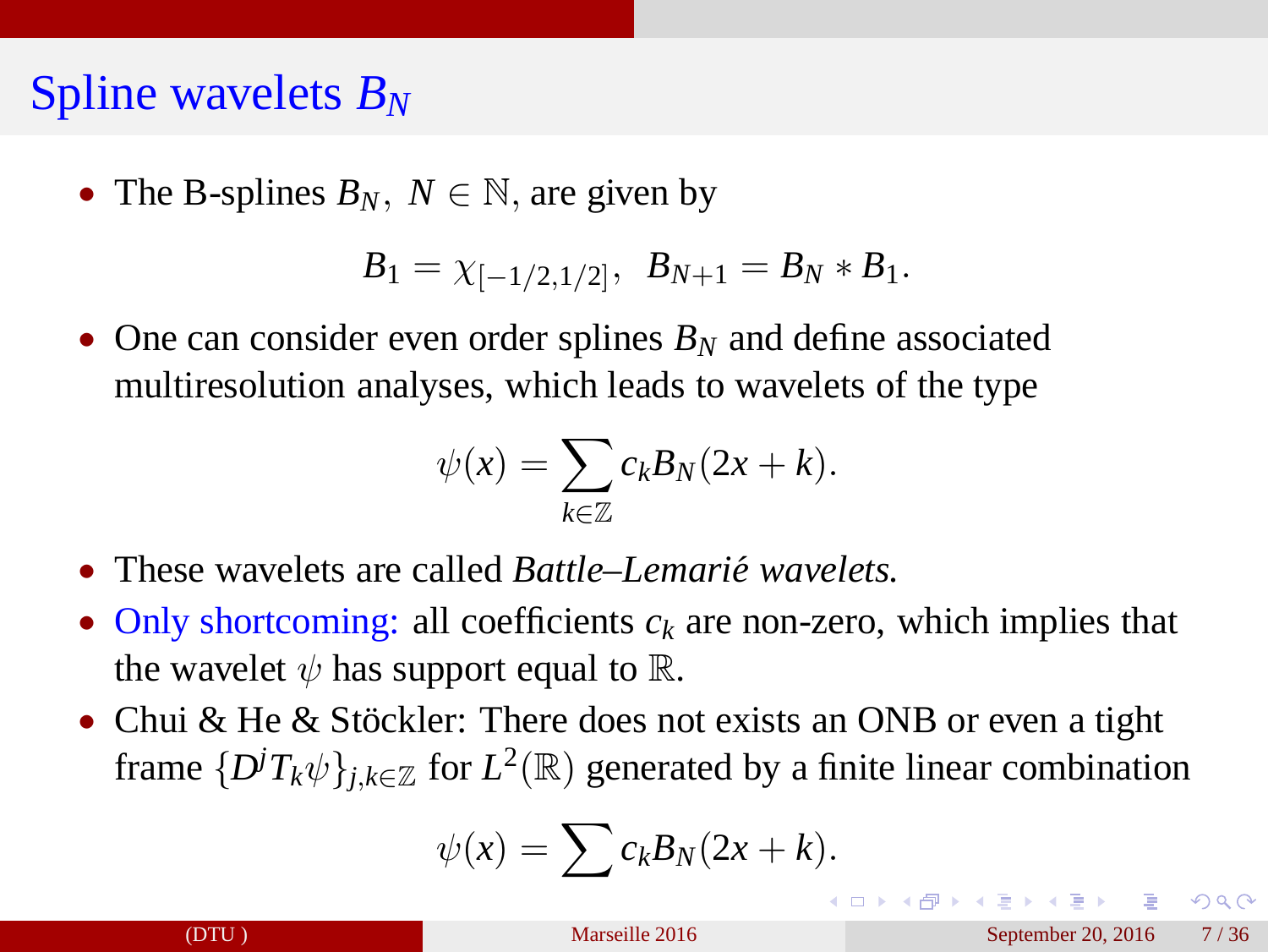# Spline wavelets $B_N$

- The B-splines $B_N,\ N \in \mathbb{N}$, are given by

$$B_1 = \chi_{[-1/2,1/2]},\ \ B_{N+1} = B_N * B_1.$$

- One can consider even order splines $B_N$ and define associated multiresolution analyses, which leads to wavelets of the type

$$\psi(x) = \sum_{k \in \mathbb{Z}} c_k B_N(2x + k).$$

- These wavelets are called *Battle–Lemarié wavelets.*
- Only shortcoming: all coefficients $c_k$ are non-zero, which implies that the wavelet $\psi$ has support equal to $\mathbb{R}$.
- Chui & He & Stöckler: There does not exists an ONB or even a tight frame $\{D^j T_k \psi\}_{j,k \in \mathbb{Z}}$ for $L^2(\mathbb{R})$ generated by a finite linear combination

$$\psi(x) = \sum c_k B_N(2x + k).$$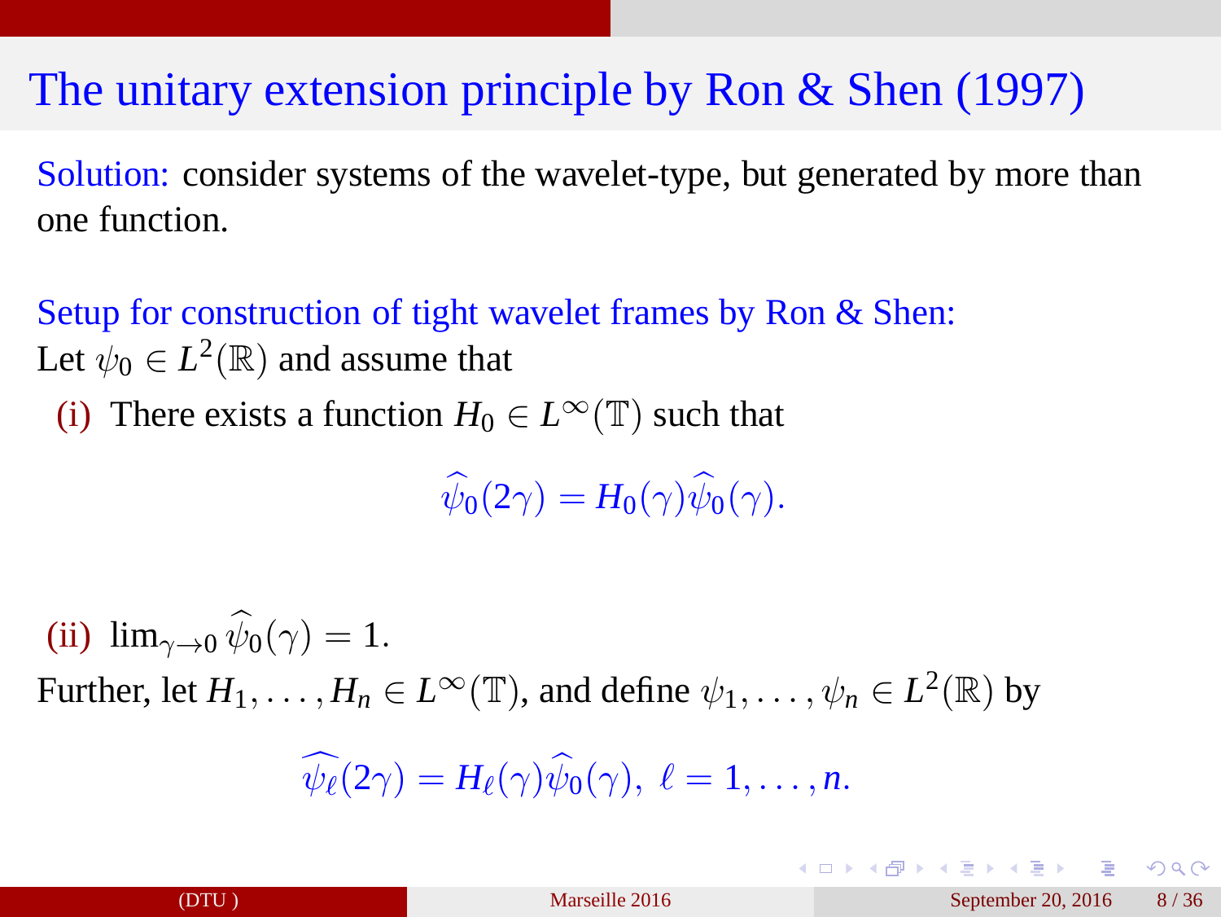# The unitary extension principle by Ron & Shen (1997)

Solution: consider systems of the wavelet-type, but generated by more than one function.

Setup for construction of tight wavelet frames by Ron & Shen:
Let $\psi_0 \in L^2(\mathbb{R})$ and assume that

(i) There exists a function $H_0 \in L^\infty(\mathbb{T})$ such that

$$\widehat{\psi}_0(2\gamma) = H_0(\gamma)\widehat{\psi}_0(\gamma).$$

(ii) $\lim_{\gamma \to 0} \widehat{\psi}_0(\gamma) = 1.$

Further, let $H_1, \ldots, H_n \in L^\infty(\mathbb{T})$, and define $\psi_1, \ldots, \psi_n \in L^2(\mathbb{R})$ by

$$\widehat{\psi_\ell}(2\gamma) = H_\ell(\gamma)\widehat{\psi}_0(\gamma), \ \ell = 1, \ldots, n.$$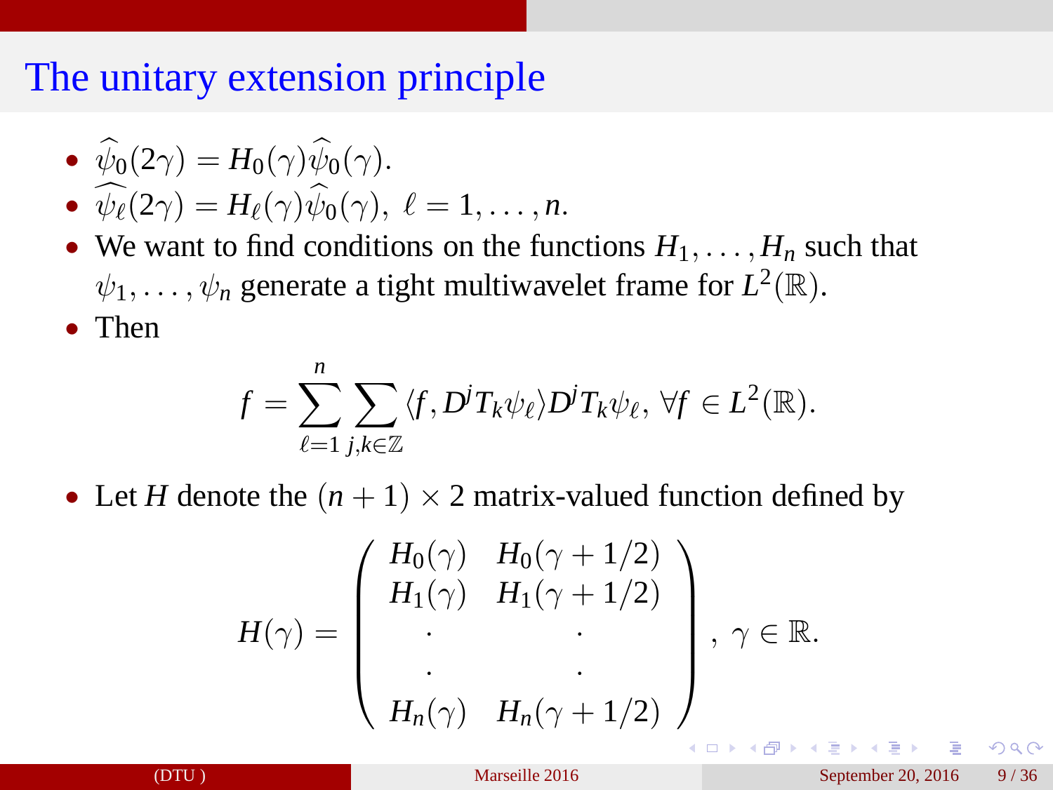# The unitary extension principle

- $\widehat{\psi_0}(2\gamma) = H_0(\gamma)\widehat{\psi_0}(\gamma)$.
- $\widehat{\psi_\ell}(2\gamma) = H_\ell(\gamma)\widehat{\psi_0}(\gamma),\ \ell = 1, \dots, n$.
- We want to find conditions on the functions $H_1, \dots, H_n$ such that $\psi_1, \dots, \psi_n$ generate a tight multiwavelet frame for $L^2(\mathbb{R})$.
- Then

$$f = \sum_{\ell=1}^{n} \sum_{j,k \in \mathbb{Z}} \langle f, D^j T_k \psi_\ell \rangle D^j T_k \psi_\ell,\ \forall f \in L^2(\mathbb{R}).$$

- Let $H$ denote the $(n+1) \times 2$ matrix-valued function defined by

$$H(\gamma) = \begin{pmatrix} H_0(\gamma) & H_0(\gamma + 1/2) \\ H_1(\gamma) & H_1(\gamma + 1/2) \\ \cdot & \cdot \\ \cdot & \cdot \\ H_n(\gamma) & H_n(\gamma + 1/2) \end{pmatrix},\ \gamma \in \mathbb{R}.$$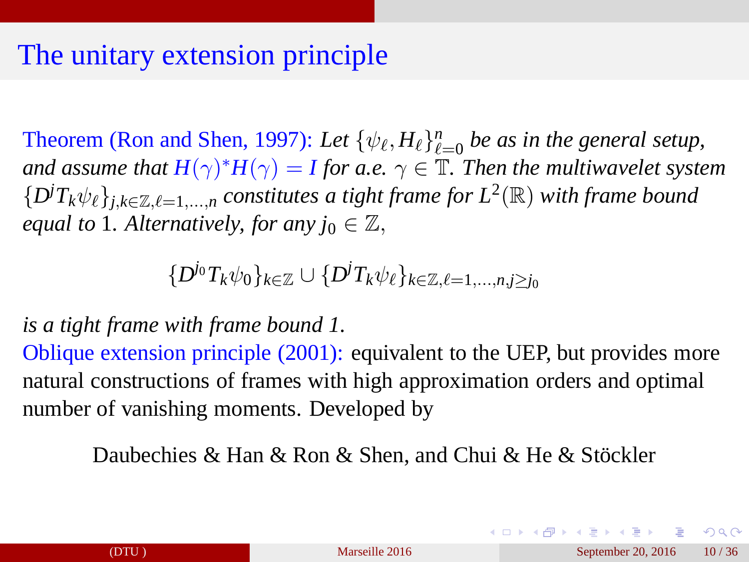# The unitary extension principle

Theorem (Ron and Shen, 1997): *Let $\{\psi_\ell, H_\ell\}_{\ell=0}^n$ be as in the general setup, and assume that $H(\gamma)^* H(\gamma) = I$ for a.e. $\gamma \in \mathbb{T}$. Then the multiwavelet system $\{D^j T_k \psi_\ell\}_{j,k\in\mathbb{Z},\ell=1,\dots,n}$ constitutes a tight frame for $L^2(\mathbb{R})$ with frame bound equal to* 1. *Alternatively, for any $j_0 \in \mathbb{Z}$,*

$$\{D^{j_0} T_k \psi_0\}_{k\in\mathbb{Z}} \cup \{D^j T_k \psi_\ell\}_{k\in\mathbb{Z},\ell=1,\dots,n,j\geq j_0}$$

*is a tight frame with frame bound 1.*

Oblique extension principle (2001): equivalent to the UEP, but provides more natural constructions of frames with high approximation orders and optimal number of vanishing moments. Developed by

Daubechies & Han & Ron & Shen, and Chui & He & Stöckler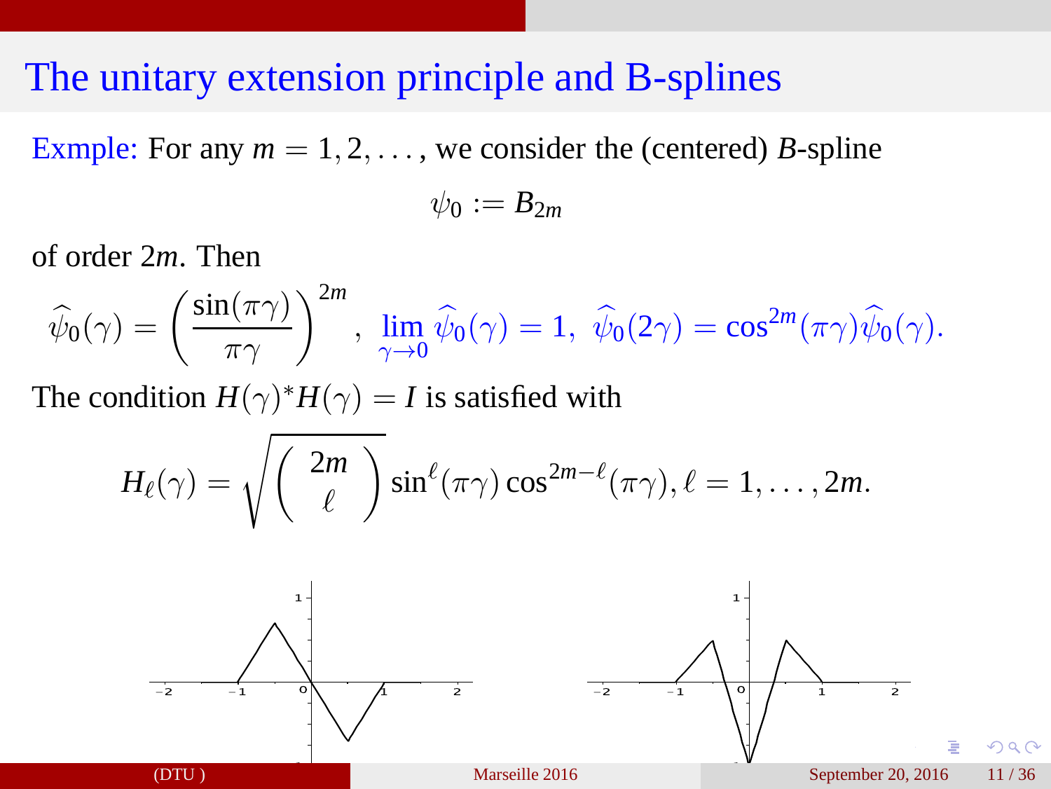# The unitary extension principle and B-splines

Exmple: For any $m = 1, 2, \ldots,$ we consider the (centered) $B$-spline

$$\psi_0 := B_{2m}$$

of order $2m$. Then

$$\widehat{\psi_0}(\gamma) = \left(\frac{\sin(\pi\gamma)}{\pi\gamma}\right)^{2m}, \ \lim_{\gamma \to 0} \widehat{\psi_0}(\gamma) = 1, \ \widehat{\psi_0}(2\gamma) = \cos^{2m}(\pi\gamma)\widehat{\psi_0}(\gamma).$$

The condition $H(\gamma)^* H(\gamma) = I$ is satisfied with

$$H_\ell(\gamma) = \sqrt{\binom{2m}{\ell}} \sin^\ell(\pi\gamma)\cos^{2m-\ell}(\pi\gamma), \ell = 1, \ldots, 2m.$$

1
−2 −1 0 1 2

1
−2 −1 0 1 2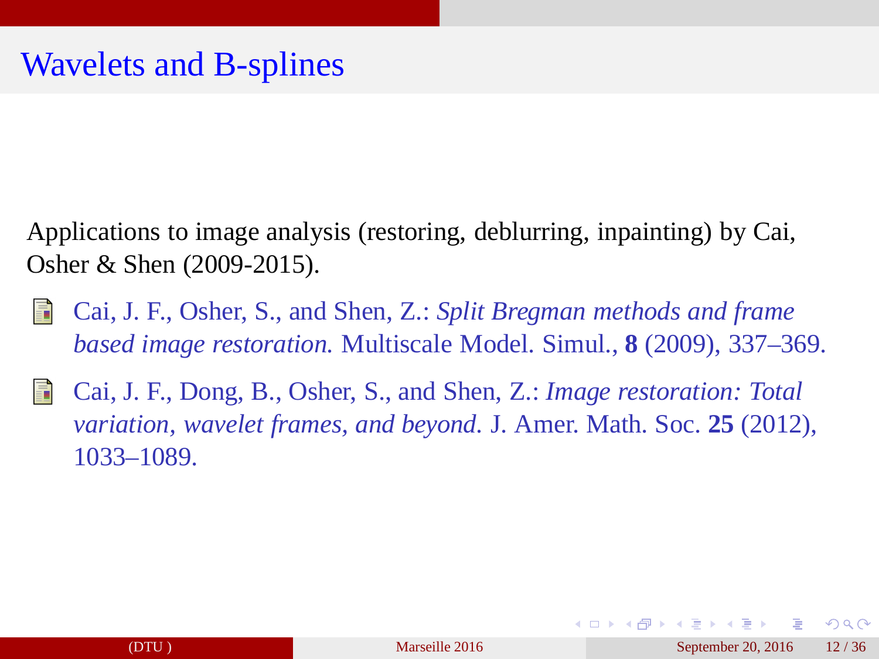# Wavelets and B-splines

Applications to image analysis (restoring, deblurring, inpainting) by Cai, Osher & Shen (2009-2015).

- Cai, J. F., Osher, S., and Shen, Z.: *Split Bregman methods and frame based image restoration.* Multiscale Model. Simul., **8** (2009), 337–369.
- Cai, J. F., Dong, B., Osher, S., and Shen, Z.: *Image restoration: Total variation, wavelet frames, and beyond.* J. Amer. Math. Soc. **25** (2012), 1033–1089.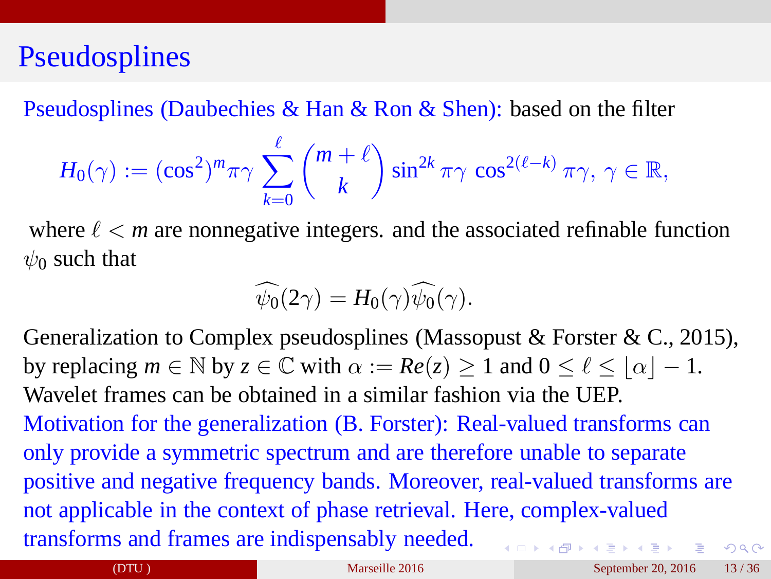# Pseudosplines

Pseudosplines (Daubechies & Han & Ron & Shen): based on the filter

$$H_0(\gamma) := (\cos^2)^m \pi\gamma \sum_{k=0}^{\ell} \binom{m+\ell}{k} \sin^{2k} \pi\gamma \, \cos^{2(\ell-k)} \pi\gamma, \, \gamma \in \mathbb{R},$$

where $\ell < m$ are nonnegative integers. and the associated refinable function $\psi_0$ such that

$$\widehat{\psi_0}(2\gamma) = H_0(\gamma)\widehat{\psi_0}(\gamma).$$

Generalization to Complex pseudosplines (Massopust & Forster & C., 2015), by replacing $m \in \mathbb{N}$ by $z \in \mathbb{C}$ with $\alpha := Re(z) \geq 1$ and $0 \leq \ell \leq \lfloor \alpha \rfloor - 1$.
Wavelet frames can be obtained in a similar fashion via the UEP.
Motivation for the generalization (B. Forster): Real-valued transforms can only provide a symmetric spectrum and are therefore unable to separate positive and negative frequency bands. Moreover, real-valued transforms are not applicable in the context of phase retrieval. Here, complex-valued transforms and frames are indispensably needed.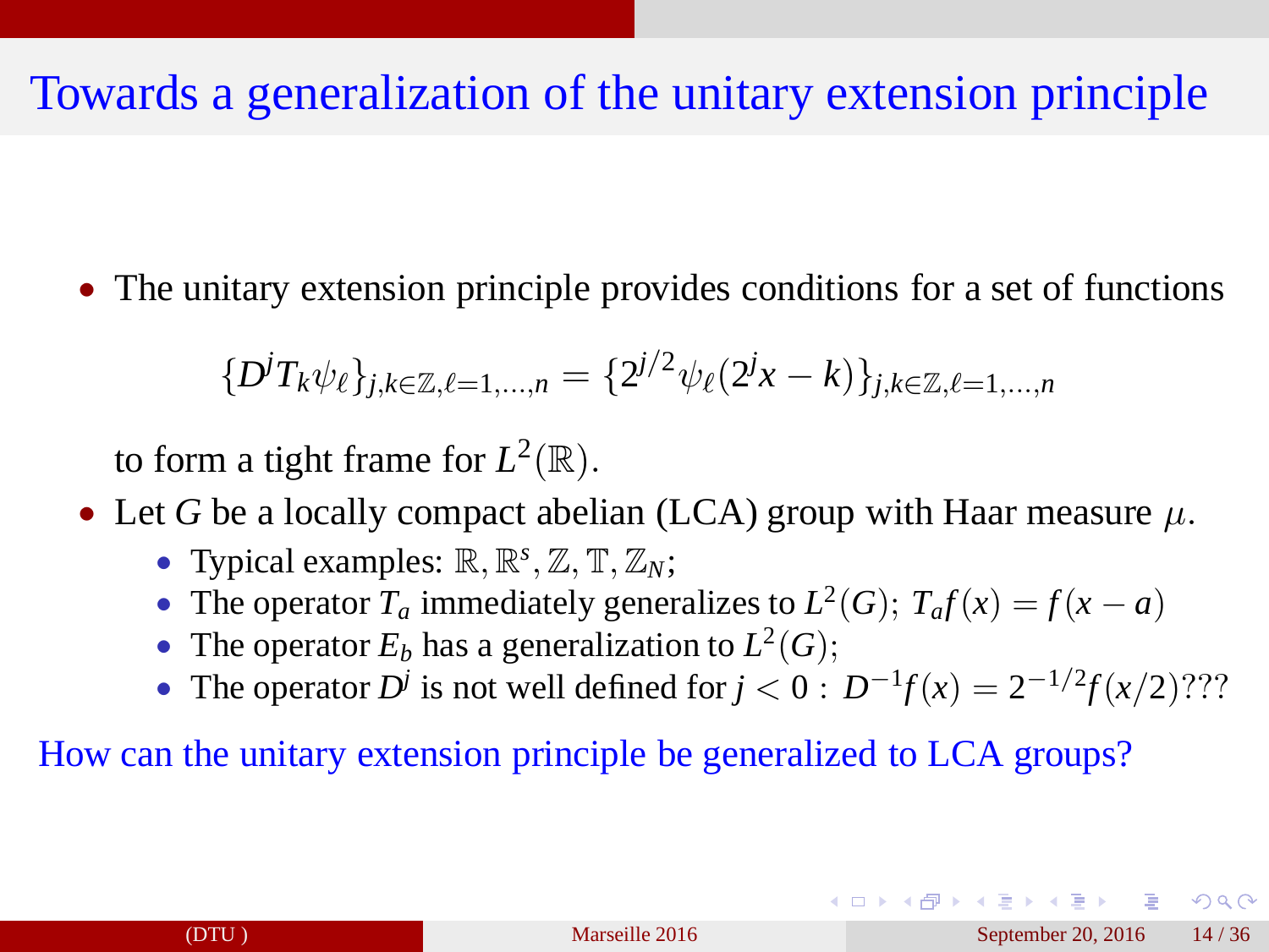# Towards a generalization of the unitary extension principle

- The unitary extension principle provides conditions for a set of functions

$$\{D^j T_k \psi_\ell\}_{j,k\in\mathbb{Z},\ell=1,\ldots,n} = \{2^{j/2}\psi_\ell(2^j x - k)\}_{j,k\in\mathbb{Z},\ell=1,\ldots,n}$$

  to form a tight frame for $L^2(\mathbb{R})$.

- Let $G$ be a locally compact abelian (LCA) group with Haar measure $\mu$.
  - Typical examples: $\mathbb{R}, \mathbb{R}^s, \mathbb{Z}, \mathbb{T}, \mathbb{Z}_N$;
  - The operator $T_a$ immediately generalizes to $L^2(G)$; $T_a f(x) = f(x-a)$
  - The operator $E_b$ has a generalization to $L^2(G)$;
  - The operator $D^j$ is not well defined for $j < 0$ : $D^{-1}f(x) = 2^{-1/2}f(x/2)$???

How can the unitary extension principle be generalized to LCA groups?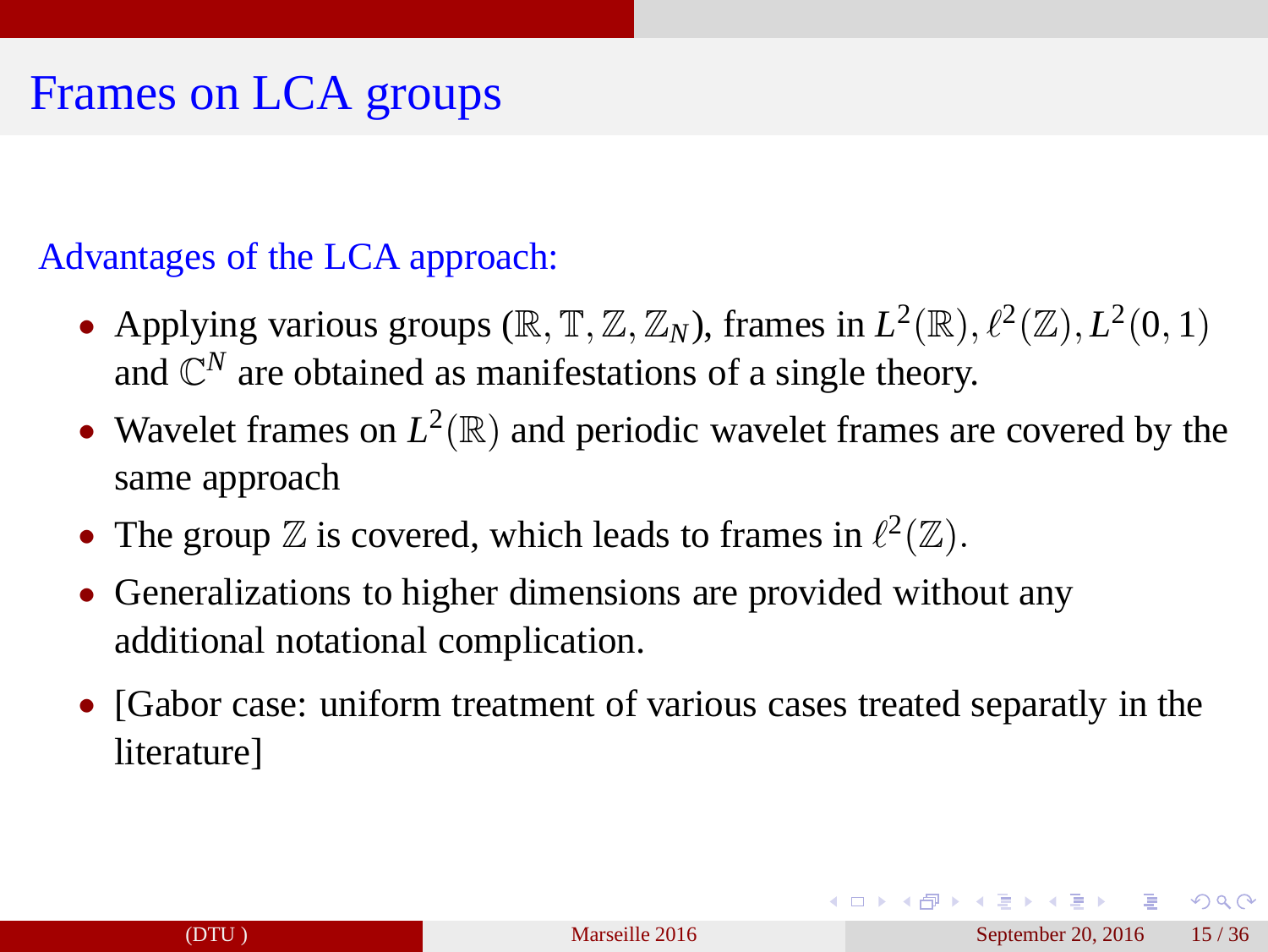# Frames on LCA groups

## Advantages of the LCA approach:

- Applying various groups ($\mathbb{R}, \mathbb{T}, \mathbb{Z}, \mathbb{Z}_N$), frames in $L^2(\mathbb{R}), \ell^2(\mathbb{Z}), L^2(0,1)$ and $\mathbb{C}^N$ are obtained as manifestations of a single theory.
- Wavelet frames on $L^2(\mathbb{R})$ and periodic wavelet frames are covered by the same approach
- The group $\mathbb{Z}$ is covered, which leads to frames in $\ell^2(\mathbb{Z})$.
- Generalizations to higher dimensions are provided without any additional notational complication.
- [Gabor case: uniform treatment of various cases treated separatly in the literature]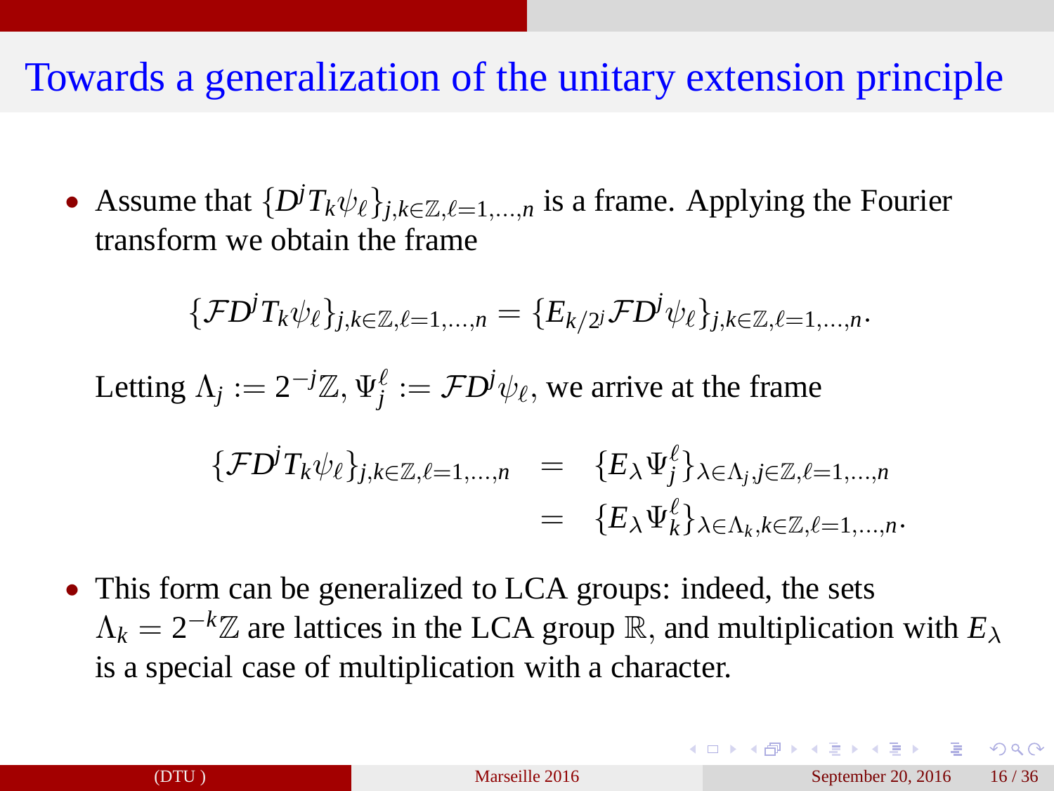# Towards a generalization of the unitary extension principle

- Assume that $\{D^j T_k \psi_\ell\}_{j,k\in\mathbb{Z},\ell=1,\dots,n}$ is a frame. Applying the Fourier transform we obtain the frame

$$\{\mathcal{F}D^j T_k \psi_\ell\}_{j,k\in\mathbb{Z},\ell=1,\dots,n} = \{E_{k/2^j}\mathcal{F}D^j \psi_\ell\}_{j,k\in\mathbb{Z},\ell=1,\dots,n}.$$

  Letting $\Lambda_j := 2^{-j}\mathbb{Z}$, $\Psi_j^\ell := \mathcal{F}D^j\psi_\ell$, we arrive at the frame

$$\begin{aligned}\{\mathcal{F}D^j T_k \psi_\ell\}_{j,k\in\mathbb{Z},\ell=1,\dots,n} &= \{E_\lambda \Psi_j^\ell\}_{\lambda\in\Lambda_j, j\in\mathbb{Z},\ell=1,\dots,n} \\ &= \{E_\lambda \Psi_k^\ell\}_{\lambda\in\Lambda_k, k\in\mathbb{Z},\ell=1,\dots,n}.\end{aligned}$$

- This form can be generalized to LCA groups: indeed, the sets $\Lambda_k = 2^{-k}\mathbb{Z}$ are lattices in the LCA group $\mathbb{R}$, and multiplication with $E_\lambda$ is a special case of multiplication with a character.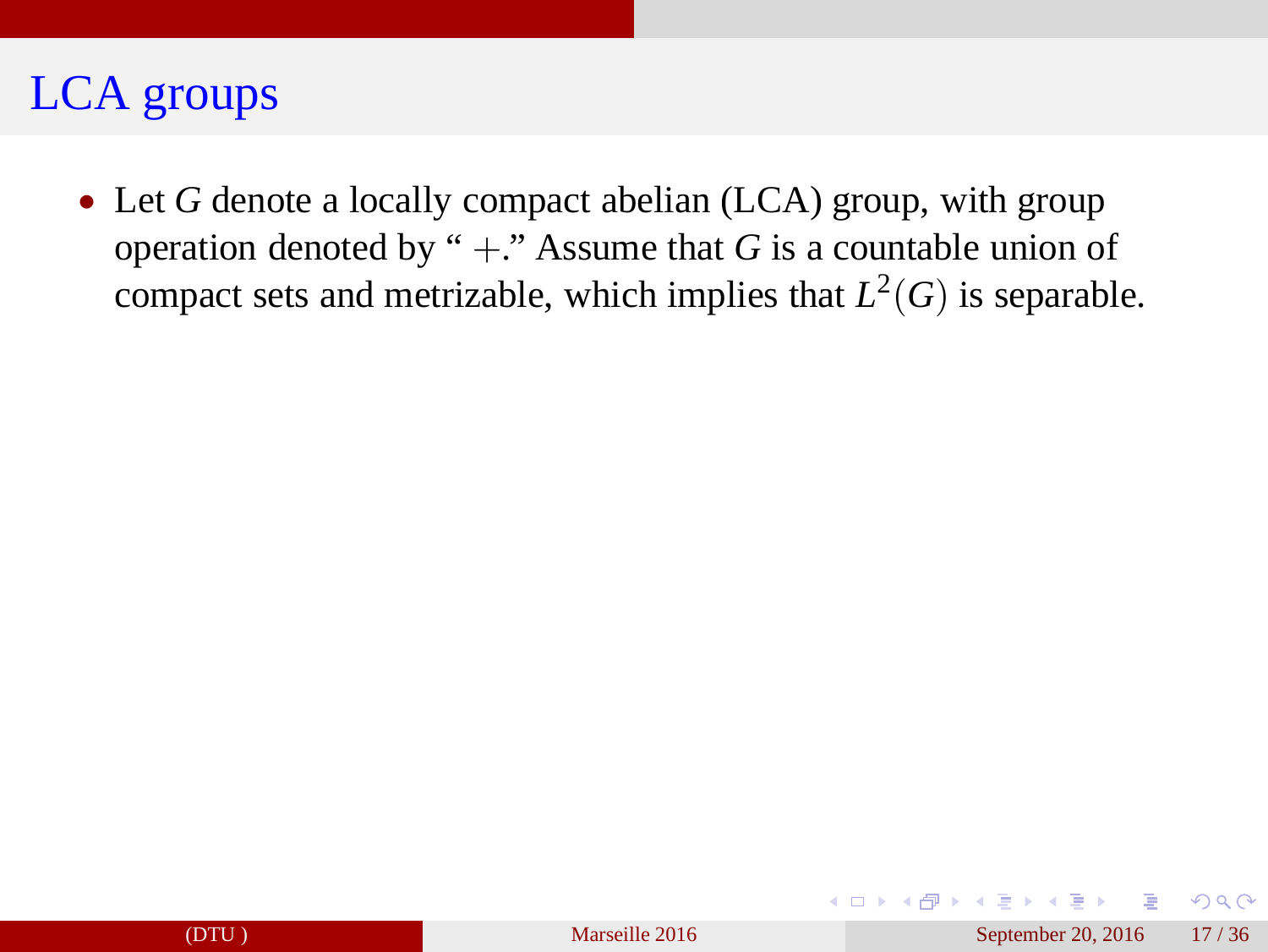# LCA groups

- Let $G$ denote a locally compact abelian (LCA) group, with group operation denoted by " $+$." Assume that $G$ is a countable union of compact sets and metrizable, which implies that $L^2(G)$ is separable.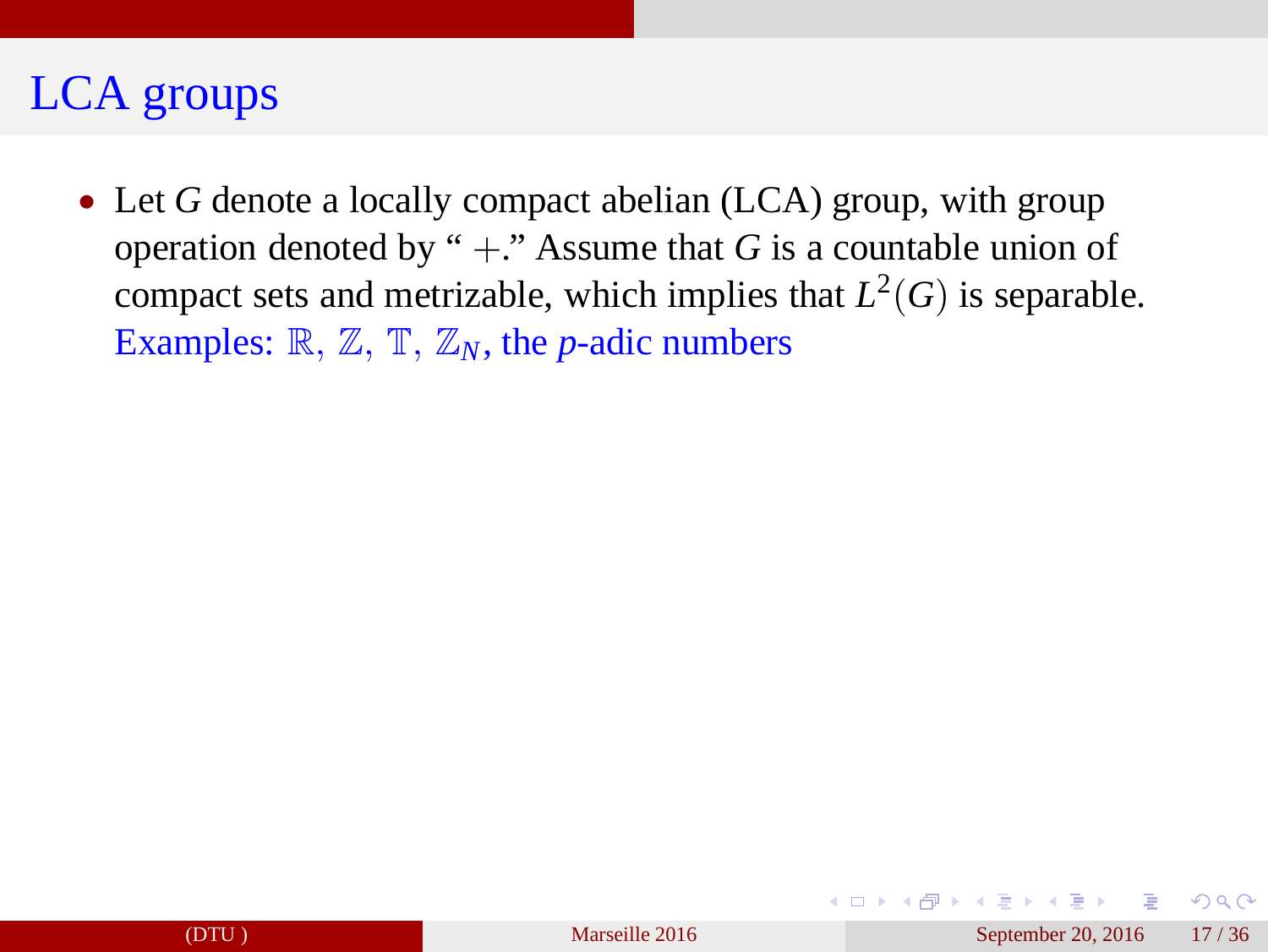# LCA groups

- Let $G$ denote a locally compact abelian (LCA) group, with group operation denoted by " $+$." Assume that $G$ is a countable union of compact sets and metrizable, which implies that $L^2(G)$ is separable. Examples: $\mathbb{R}$, $\mathbb{Z}$, $\mathbb{T}$, $\mathbb{Z}_N$, the $p$-adic numbers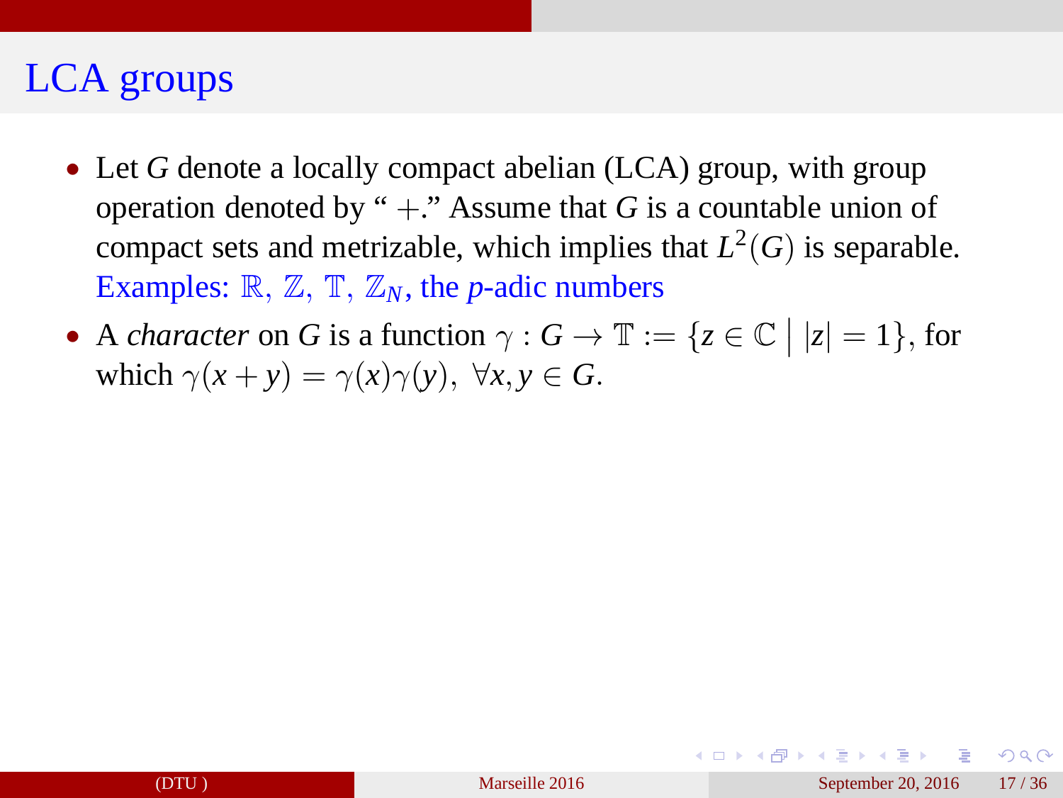# LCA groups

- Let $G$ denote a locally compact abelian (LCA) group, with group operation denoted by " $+$." Assume that $G$ is a countable union of compact sets and metrizable, which implies that $L^2(G)$ is separable. Examples: $\mathbb{R}$, $\mathbb{Z}$, $\mathbb{T}$, $\mathbb{Z}_N$, the $p$-adic numbers
- A *character* on $G$ is a function $\gamma : G \to \mathbb{T} := \{z \in \mathbb{C} \mid |z| = 1\}$, for which $\gamma(x+y) = \gamma(x)\gamma(y), \ \forall x, y \in G$.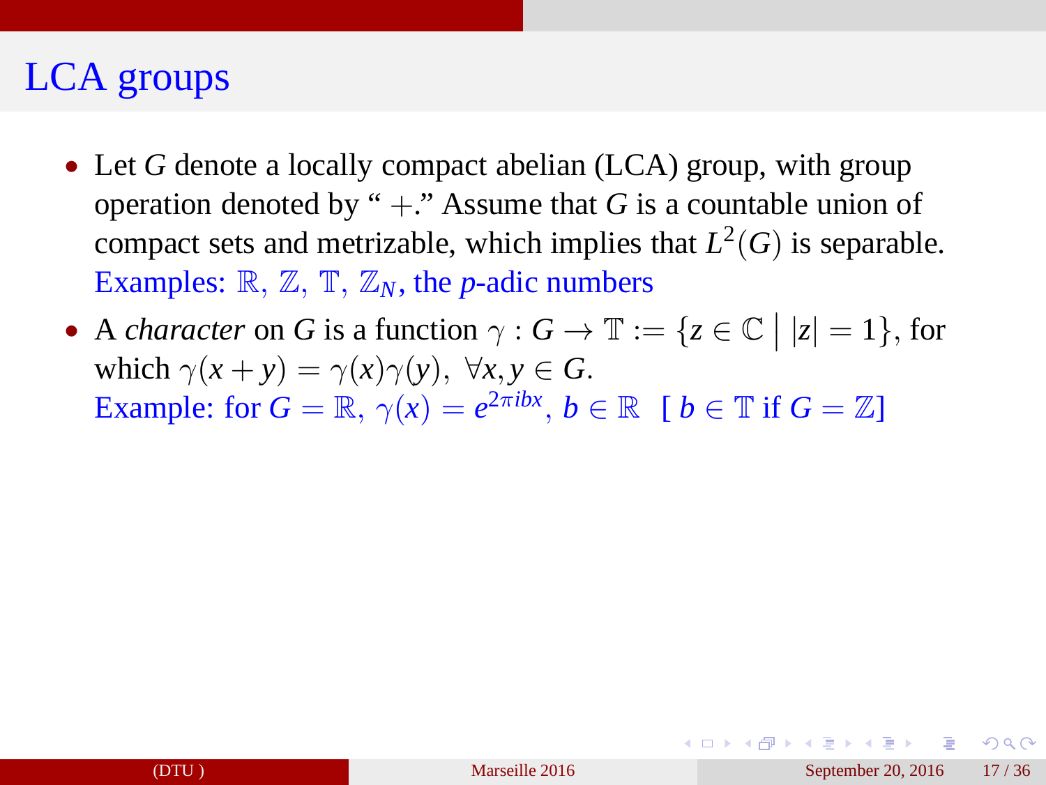# LCA groups

- Let $G$ denote a locally compact abelian (LCA) group, with group operation denoted by " $+$." Assume that $G$ is a countable union of compact sets and metrizable, which implies that $L^2(G)$ is separable.
  Examples: $\mathbb{R}$, $\mathbb{Z}$, $\mathbb{T}$, $\mathbb{Z}_N$, the $p$-adic numbers
- A *character* on $G$ is a function $\gamma : G \to \mathbb{T} := \{z \in \mathbb{C} \mid |z| = 1\}$, for which $\gamma(x + y) = \gamma(x)\gamma(y), \ \forall x, y \in G$.
  Example: for $G = \mathbb{R}$, $\gamma(x) = e^{2\pi i b x}$, $b \in \mathbb{R}$ [ $b \in \mathbb{T}$ if $G = \mathbb{Z}$]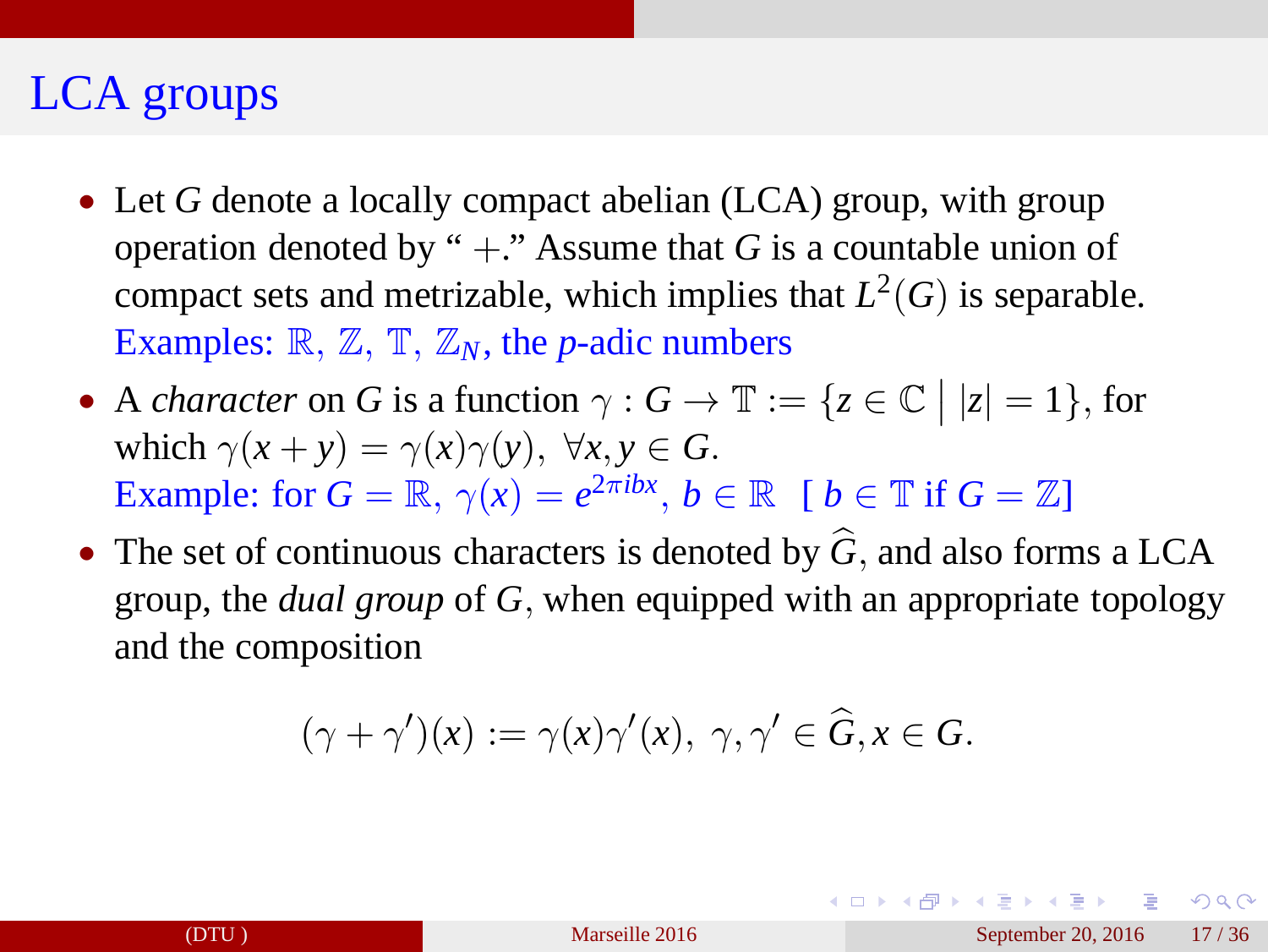# LCA groups

- Let $G$ denote a locally compact abelian (LCA) group, with group operation denoted by " $+$." Assume that $G$ is a countable union of compact sets and metrizable, which implies that $L^2(G)$ is separable.
  Examples: $\mathbb{R}$, $\mathbb{Z}$, $\mathbb{T}$, $\mathbb{Z}_N$, the $p$-adic numbers
- A *character* on $G$ is a function $\gamma : G \to \mathbb{T} := \{z \in \mathbb{C} \mid |z| = 1\}$, for which $\gamma(x + y) = \gamma(x)\gamma(y), \ \forall x, y \in G$.
  Example: for $G = \mathbb{R}$, $\gamma(x) = e^{2\pi ibx}$, $b \in \mathbb{R}$ $[\, b \in \mathbb{T}$ if $G = \mathbb{Z}]$
- The set of continuous characters is denoted by $\widehat{G}$, and also forms a LCA group, the *dual group* of $G$, when equipped with an appropriate topology and the composition

$$(\gamma + \gamma')(x) := \gamma(x)\gamma'(x), \ \gamma, \gamma' \in \widehat{G}, x \in G.$$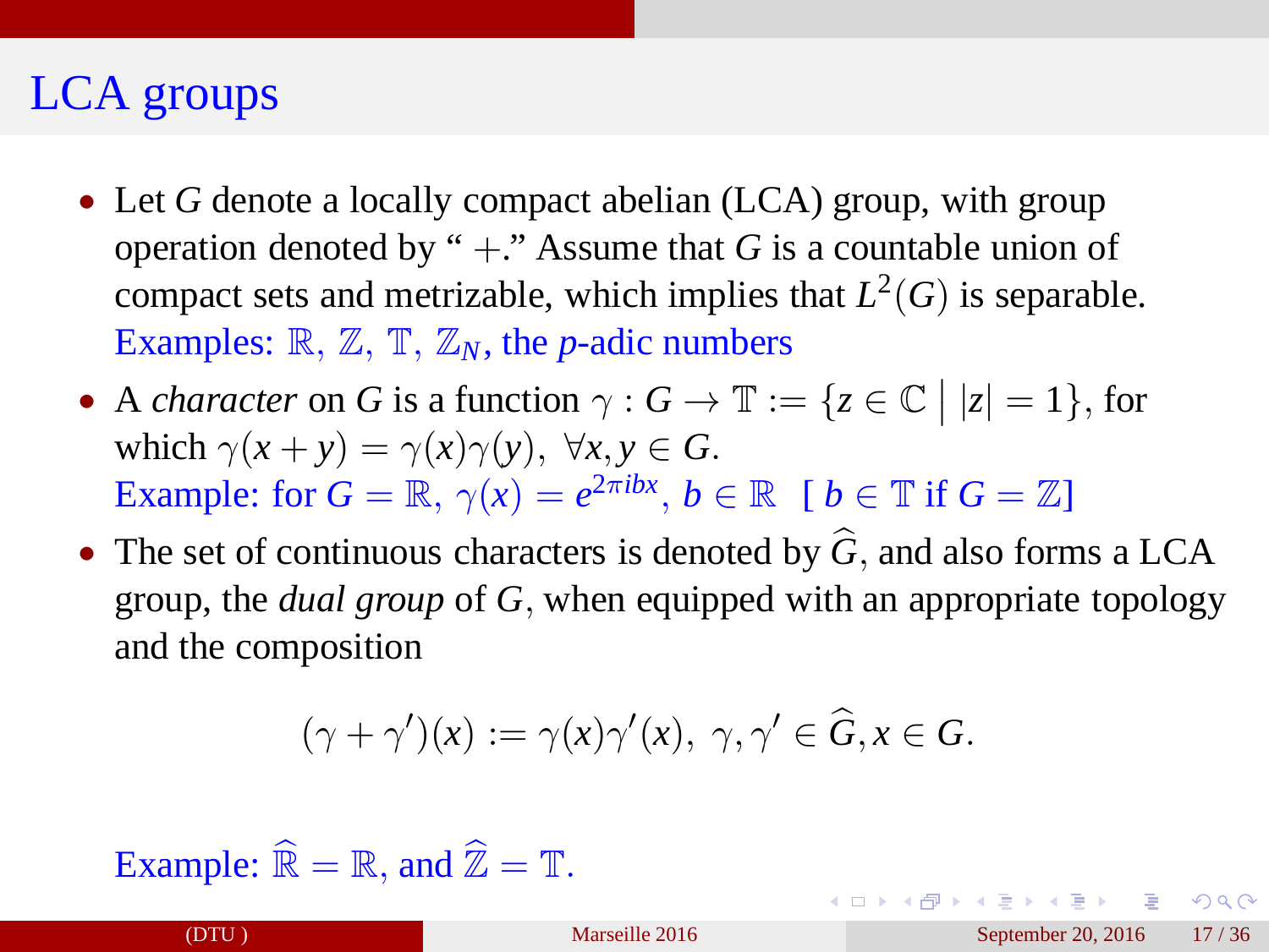# LCA groups

- Let $G$ denote a locally compact abelian (LCA) group, with group operation denoted by " $+$." Assume that $G$ is a countable union of compact sets and metrizable, which implies that $L^2(G)$ is separable.
  Examples: $\mathbb{R}$, $\mathbb{Z}$, $\mathbb{T}$, $\mathbb{Z}_N$, the $p$-adic numbers
- A *character* on $G$ is a function $\gamma : G \to \mathbb{T} := \{z \in \mathbb{C} \mid |z| = 1\}$, for which $\gamma(x+y) = \gamma(x)\gamma(y), \ \forall x, y \in G$.
  Example: for $G = \mathbb{R}$, $\gamma(x) = e^{2\pi i b x}$, $b \in \mathbb{R}$ $\ [\, b \in \mathbb{T}$ if $G = \mathbb{Z}]$
- The set of continuous characters is denoted by $\widehat{G}$, and also forms a LCA group, the *dual group* of $G$, when equipped with an appropriate topology and the composition

$$(\gamma + \gamma')(x) := \gamma(x)\gamma'(x), \ \gamma, \gamma' \in \widehat{G}, x \in G.$$

Example: $\widehat{\mathbb{R}} = \mathbb{R}$, and $\widehat{\mathbb{Z}} = \mathbb{T}$.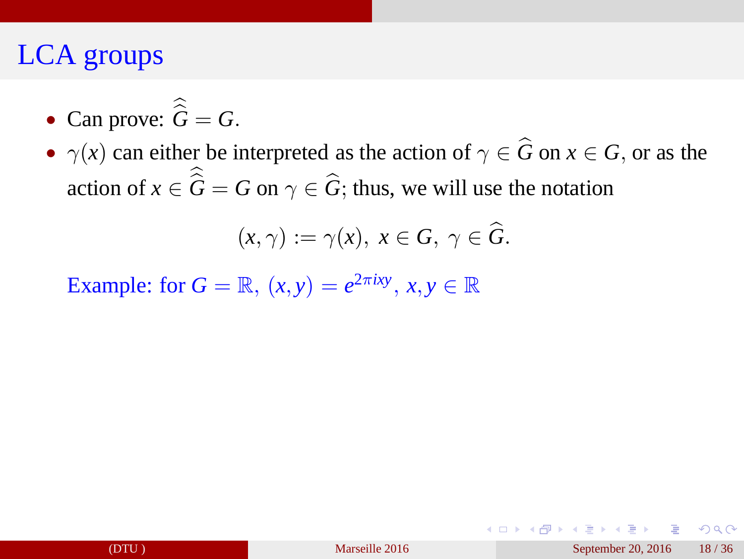# LCA groups

- Can prove: $\widehat{\widehat{G}} = G$.
- $\gamma(x)$ can either be interpreted as the action of $\gamma \in \widehat{G}$ on $x \in G$, or as the action of $x \in \widehat{\widehat{G}} = G$ on $\gamma \in \widehat{G}$; thus, we will use the notation

$$(x, \gamma) := \gamma(x), \; x \in G, \; \gamma \in \widehat{G}.$$

Example: for $G = \mathbb{R}$, $(x, y) = e^{2\pi ixy}$, $x, y \in \mathbb{R}$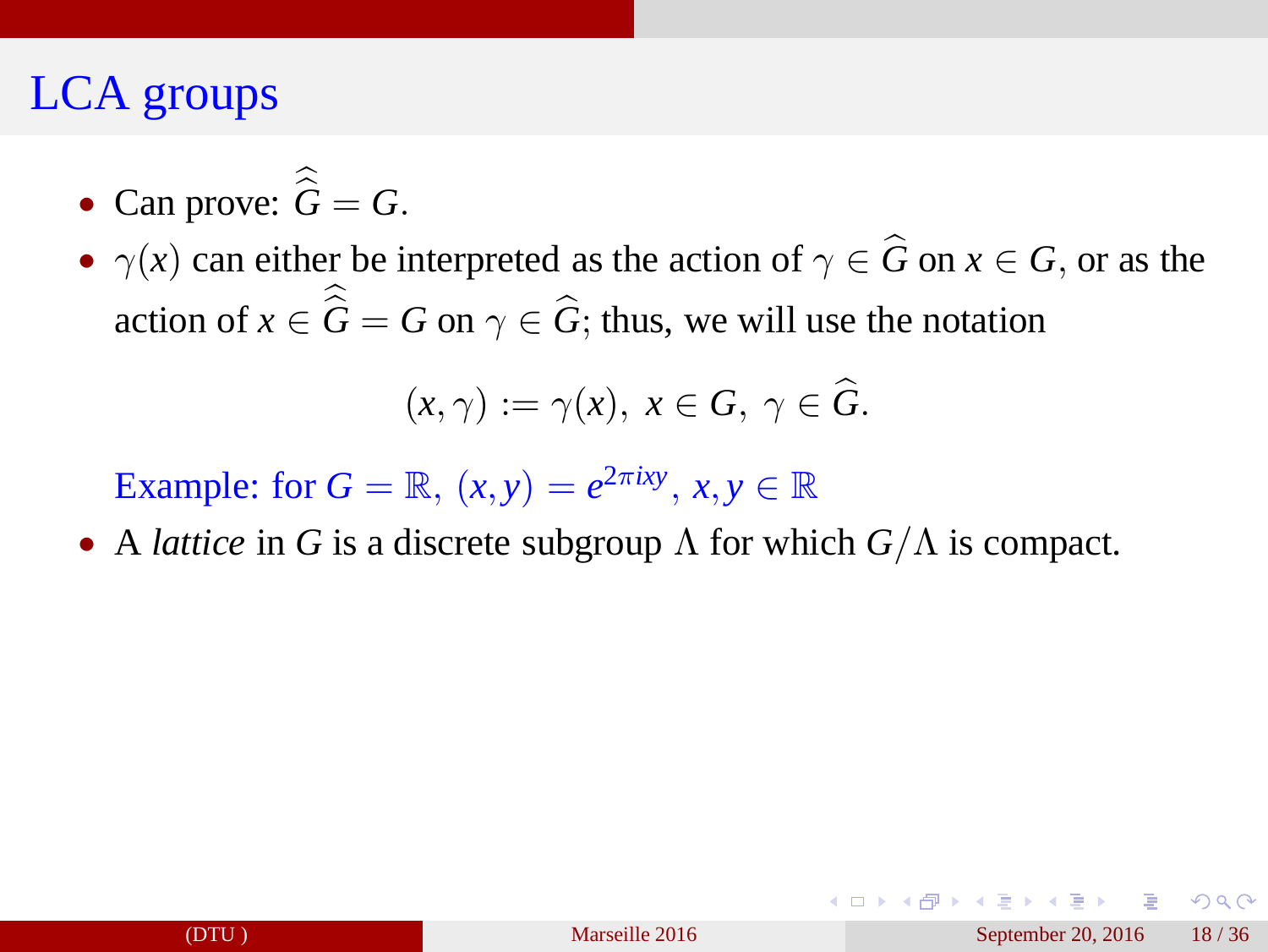# LCA groups

- Can prove: $\widehat{\widehat{G}} = G$.
- $\gamma(x)$ can either be interpreted as the action of $\gamma \in \widehat{G}$ on $x \in G$, or as the action of $x \in \widehat{\widehat{G}} = G$ on $\gamma \in \widehat{G}$; thus, we will use the notation

$$(x, \gamma) := \gamma(x), \; x \in G, \; \gamma \in \widehat{G}.$$

  Example: for $G = \mathbb{R}$, $(x, y) = e^{2\pi i x y}$, $x, y \in \mathbb{R}$

- A *lattice* in $G$ is a discrete subgroup $\Lambda$ for which $G/\Lambda$ is compact.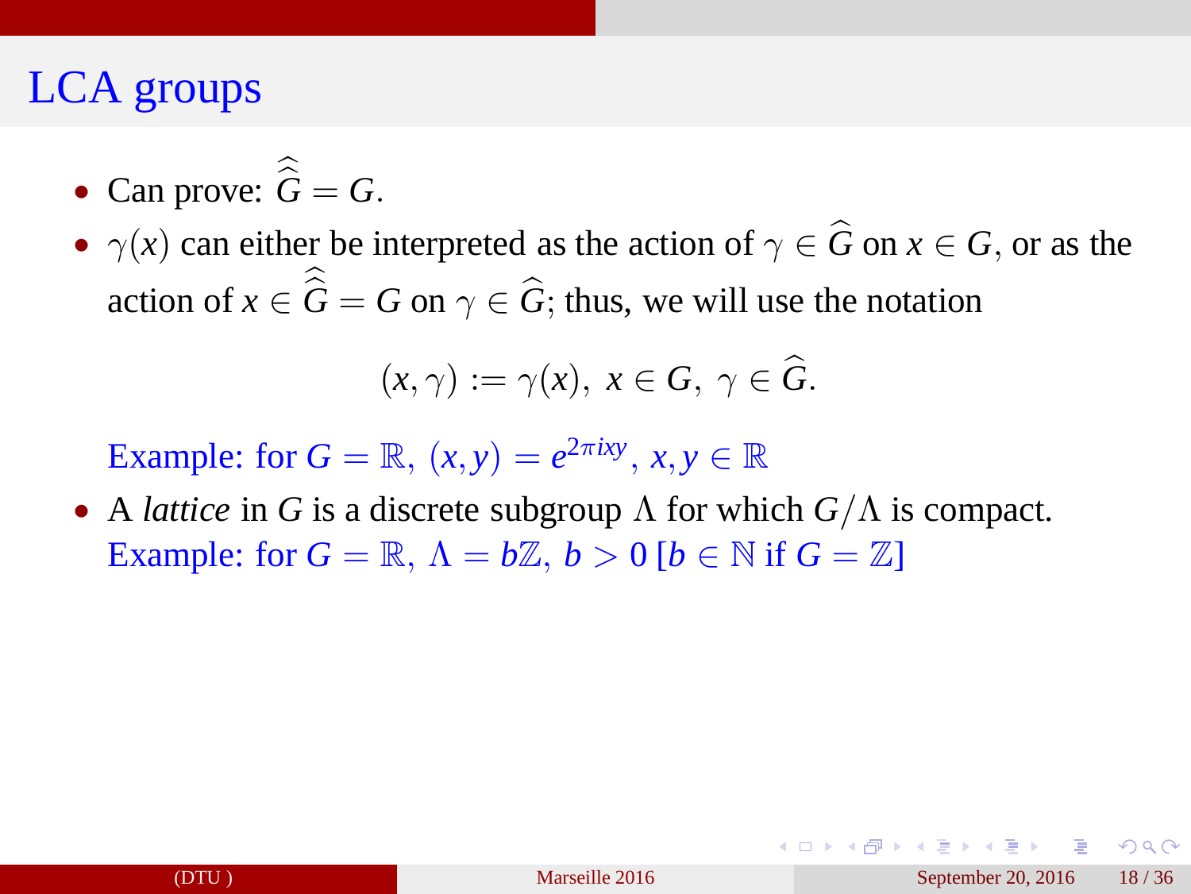# LCA groups

- Can prove: $\widehat{\widehat{G}} = G$.
- $\gamma(x)$ can either be interpreted as the action of $\gamma \in \widehat{G}$ on $x \in G$, or as the action of $x \in \widehat{\widehat{G}} = G$ on $\gamma \in \widehat{G}$; thus, we will use the notation

$$(x, \gamma) := \gamma(x), \; x \in G, \; \gamma \in \widehat{G}.$$

  Example: for $G = \mathbb{R}$, $(x, y) = e^{2\pi i x y}$, $x, y \in \mathbb{R}$

- A *lattice* in $G$ is a discrete subgroup $\Lambda$ for which $G/\Lambda$ is compact.
  Example: for $G = \mathbb{R}$, $\Lambda = b\mathbb{Z}$, $b > 0$ [$b \in \mathbb{N}$ if $G = \mathbb{Z}$]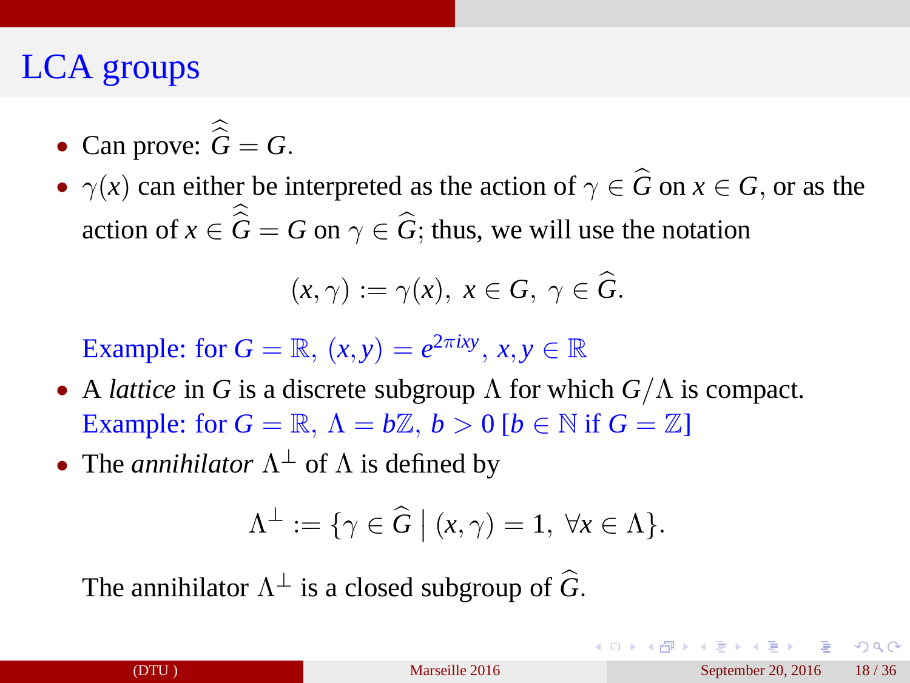# LCA groups

- Can prove: $\widehat{\widehat{G}} = G$.
- $\gamma(x)$ can either be interpreted as the action of $\gamma \in \widehat{G}$ on $x \in G$, or as the action of $x \in \widehat{\widehat{G}} = G$ on $\gamma \in \widehat{G}$; thus, we will use the notation

$$(x, \gamma) := \gamma(x), \ x \in G, \ \gamma \in \widehat{G}.$$

  Example: for $G = \mathbb{R}$, $(x, y) = e^{2\pi ixy}$, $x, y \in \mathbb{R}$

- A *lattice* in $G$ is a discrete subgroup $\Lambda$ for which $G/\Lambda$ is compact.
  Example: for $G = \mathbb{R}$, $\Lambda = b\mathbb{Z}$, $b > 0$ [$b \in \mathbb{N}$ if $G = \mathbb{Z}$]
- The *annihilator* $\Lambda^\perp$ of $\Lambda$ is defined by

$$\Lambda^\perp := \{\gamma \in \widehat{G} \mid (x, \gamma) = 1, \ \forall x \in \Lambda\}.$$

  The annihilator $\Lambda^\perp$ is a closed subgroup of $\widehat{G}$.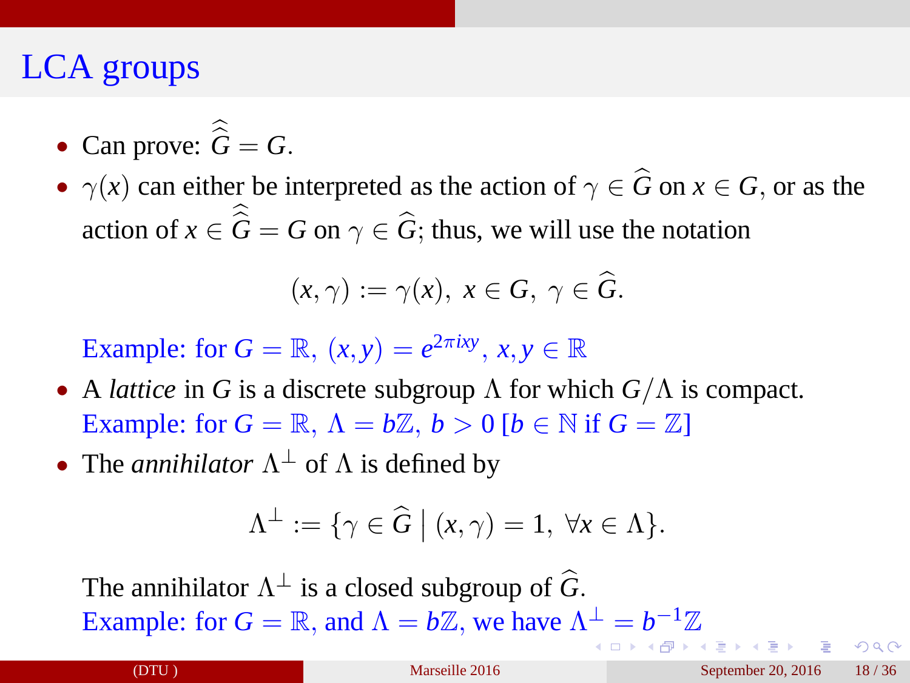# LCA groups

- Can prove: $\widehat{\widehat{G}} = G$.
- $\gamma(x)$ can either be interpreted as the action of $\gamma \in \widehat{G}$ on $x \in G$, or as the action of $x \in \widehat{\widehat{G}} = G$ on $\gamma \in \widehat{G}$; thus, we will use the notation

$$(x, \gamma) := \gamma(x), \ x \in G, \ \gamma \in \widehat{G}.$$

  Example: for $G = \mathbb{R}$, $(x, y) = e^{2\pi ixy}$, $x, y \in \mathbb{R}$

- A *lattice* in $G$ is a discrete subgroup $\Lambda$ for which $G/\Lambda$ is compact.
  Example: for $G = \mathbb{R}$, $\Lambda = b\mathbb{Z}$, $b > 0$ [$b \in \mathbb{N}$ if $G = \mathbb{Z}$]
- The *annihilator* $\Lambda^{\perp}$ of $\Lambda$ is defined by

$$\Lambda^{\perp} := \{\gamma \in \widehat{G} \mid (x, \gamma) = 1, \ \forall x \in \Lambda\}.$$

  The annihilator $\Lambda^{\perp}$ is a closed subgroup of $\widehat{G}$.
  Example: for $G = \mathbb{R}$, and $\Lambda = b\mathbb{Z}$, we have $\Lambda^{\perp} = b^{-1}\mathbb{Z}$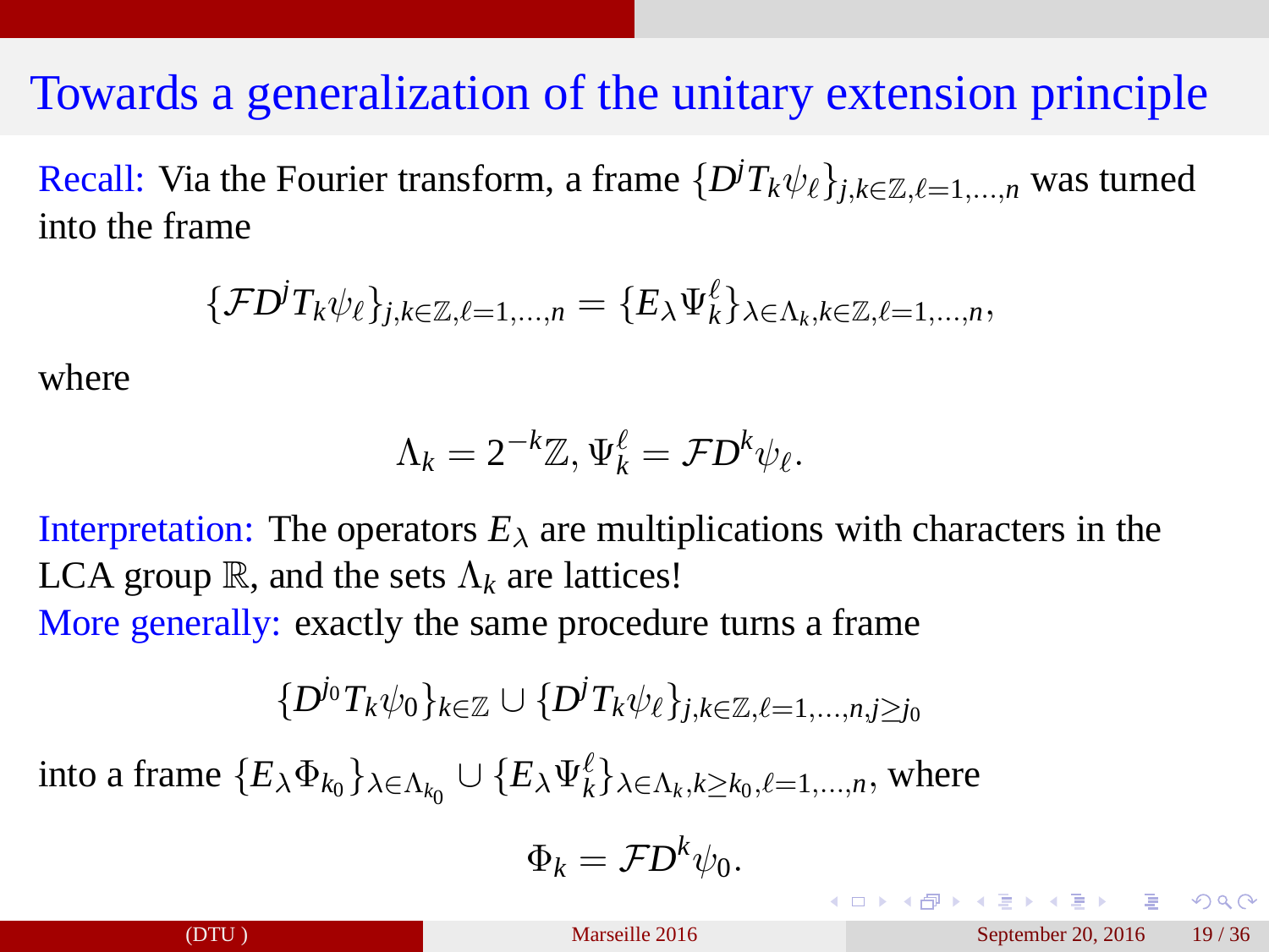# Towards a generalization of the unitary extension principle

Recall: Via the Fourier transform, a frame $\{D^j T_k \psi_\ell\}_{j,k\in\mathbb{Z},\ell=1,\ldots,n}$ was turned into the frame

$$\{\mathcal{F}D^j T_k \psi_\ell\}_{j,k\in\mathbb{Z},\ell=1,\ldots,n} = \{E_\lambda \Psi_k^\ell\}_{\lambda\in\Lambda_k,k\in\mathbb{Z},\ell=1,\ldots,n},$$

where

$$\Lambda_k = 2^{-k}\mathbb{Z},\, \Psi_k^\ell = \mathcal{F}D^k \psi_\ell.$$

Interpretation: The operators $E_\lambda$ are multiplications with characters in the LCA group $\mathbb{R}$, and the sets $\Lambda_k$ are lattices!

More generally: exactly the same procedure turns a frame

$$\{D^{j_0} T_k \psi_0\}_{k\in\mathbb{Z}} \cup \{D^j T_k \psi_\ell\}_{j,k\in\mathbb{Z},\ell=1,\ldots,n,j\geq j_0}$$

into a frame $\{E_\lambda \Phi_{k_0}\}_{\lambda\in\Lambda_{k_0}} \cup \{E_\lambda \Psi_k^\ell\}_{\lambda\in\Lambda_k,k\geq k_0,\ell=1,\ldots,n}$, where

$$\Phi_k = \mathcal{F}D^k \psi_0.$$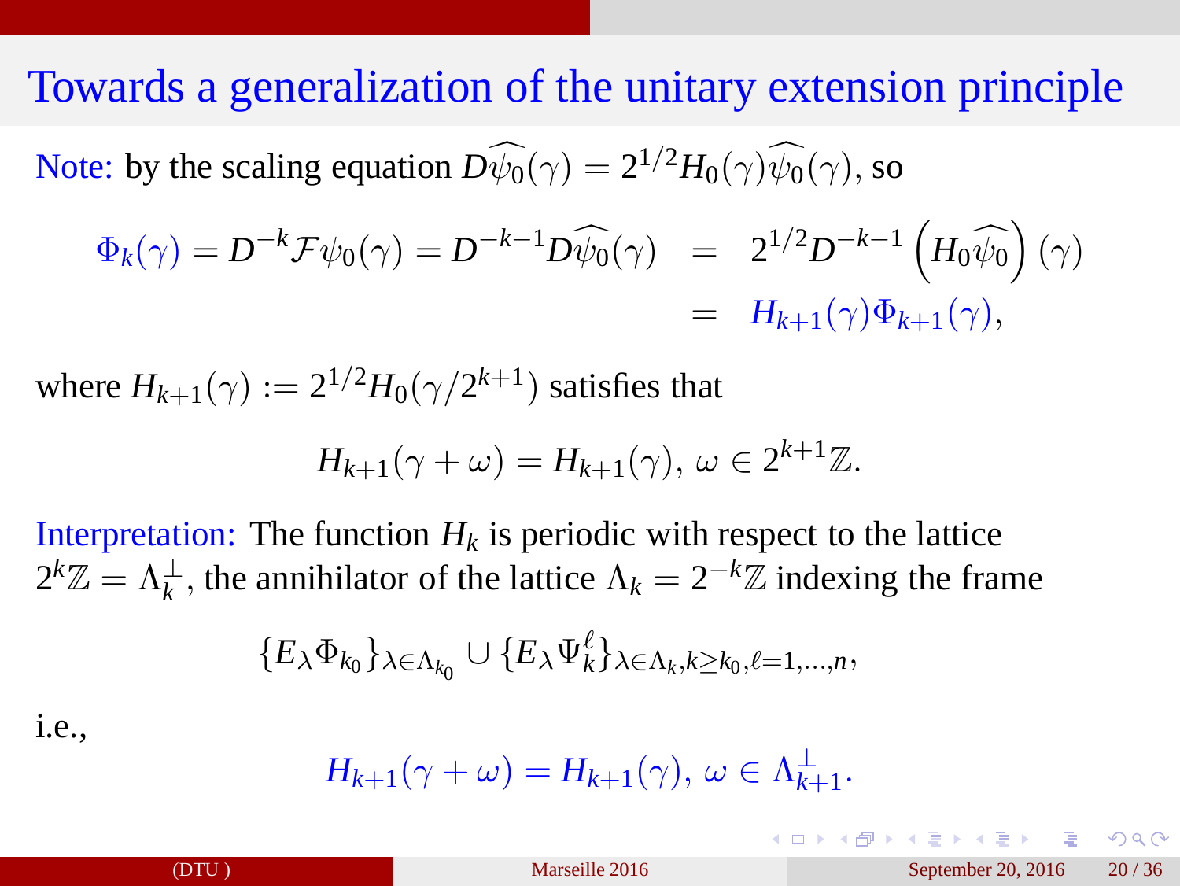# Towards a generalization of the unitary extension principle

Note: by the scaling equation $D\widehat{\psi_0}(\gamma) = 2^{1/2} H_0(\gamma)\widehat{\psi_0}(\gamma)$, so

$$\begin{aligned}
\Phi_k(\gamma) = D^{-k}\mathcal{F}\psi_0(\gamma) = D^{-k-1}D\widehat{\psi_0}(\gamma) &= 2^{1/2}D^{-k-1}\left(H_0\widehat{\psi_0}\right)(\gamma) \\
&= H_{k+1}(\gamma)\Phi_{k+1}(\gamma),
\end{aligned}$$

where $H_{k+1}(\gamma) := 2^{1/2}H_0(\gamma/2^{k+1})$ satisfies that

$$H_{k+1}(\gamma+\omega) = H_{k+1}(\gamma),\ \omega \in 2^{k+1}\mathbb{Z}.$$

Interpretation: The function $H_k$ is periodic with respect to the lattice $2^k\mathbb{Z} = \Lambda_k^\perp$, the annihilator of the lattice $\Lambda_k = 2^{-k}\mathbb{Z}$ indexing the frame

$$\{E_\lambda \Phi_{k_0}\}_{\lambda\in\Lambda_{k_0}} \cup \{E_\lambda \Psi_k^\ell\}_{\lambda\in\Lambda_k, k\geq k_0, \ell=1,\ldots,n},$$

i.e.,

$$H_{k+1}(\gamma+\omega) = H_{k+1}(\gamma),\ \omega \in \Lambda_{k+1}^\perp.$$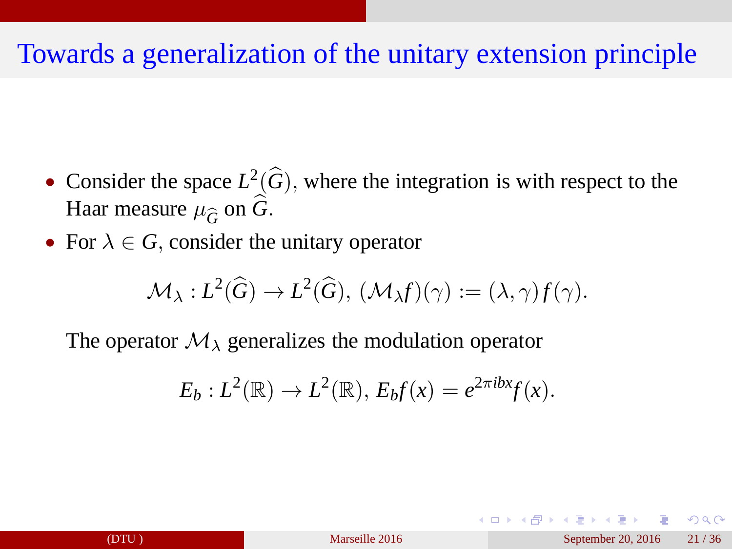# Towards a generalization of the unitary extension principle

- Consider the space $L^2(\widehat{G})$, where the integration is with respect to the Haar measure $\mu_{\widehat{G}}$ on $\widehat{G}$.
- For $\lambda \in G$, consider the unitary operator

$$\mathcal{M}_\lambda : L^2(\widehat{G}) \to L^2(\widehat{G}),\ (\mathcal{M}_\lambda f)(\gamma) := (\lambda, \gamma) f(\gamma).$$

  The operator $\mathcal{M}_\lambda$ generalizes the modulation operator

$$E_b : L^2(\mathbb{R}) \to L^2(\mathbb{R}),\ E_b f(x) = e^{2\pi i b x} f(x).$$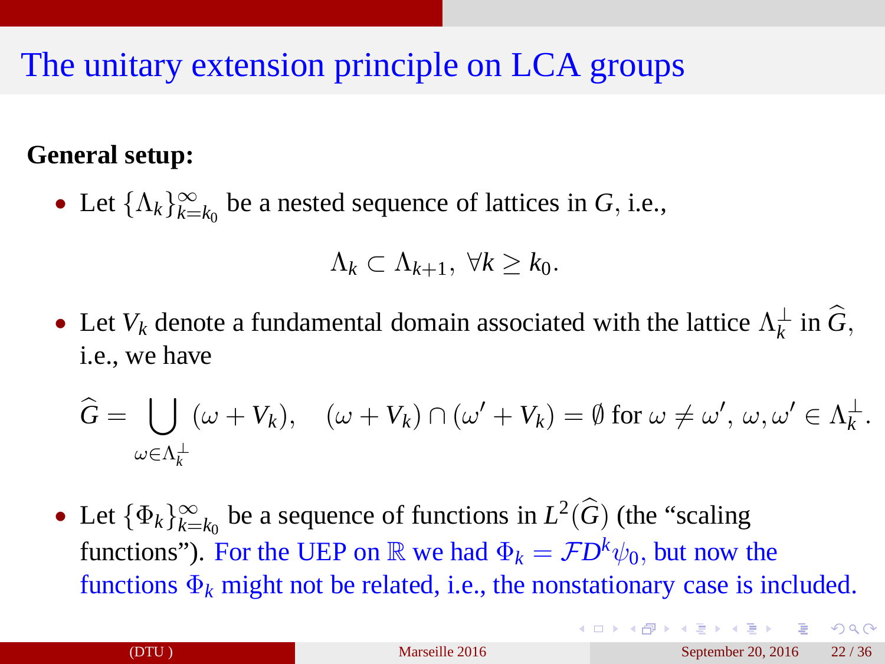# The unitary extension principle on LCA groups

**General setup:**

- Let $\{\Lambda_k\}_{k=k_0}^{\infty}$ be a nested sequence of lattices in $G$, i.e.,

$$\Lambda_k \subset \Lambda_{k+1}, \ \forall k \geq k_0.$$

- Let $V_k$ denote a fundamental domain associated with the lattice $\Lambda_k^{\perp}$ in $\widehat{G}$, i.e., we have

$$\widehat{G} = \bigcup_{\omega \in \Lambda_k^{\perp}} (\omega + V_k), \quad (\omega + V_k) \cap (\omega' + V_k) = \emptyset \text{ for } \omega \neq \omega', \, \omega, \omega' \in \Lambda_k^{\perp}.$$

- Let $\{\Phi_k\}_{k=k_0}^{\infty}$ be a sequence of functions in $L^2(\widehat{G})$ (the "scaling functions"). For the UEP on $\mathbb{R}$ we had $\Phi_k = \mathcal{F}D^k\psi_0$, but now the functions $\Phi_k$ might not be related, i.e., the nonstationary case is included.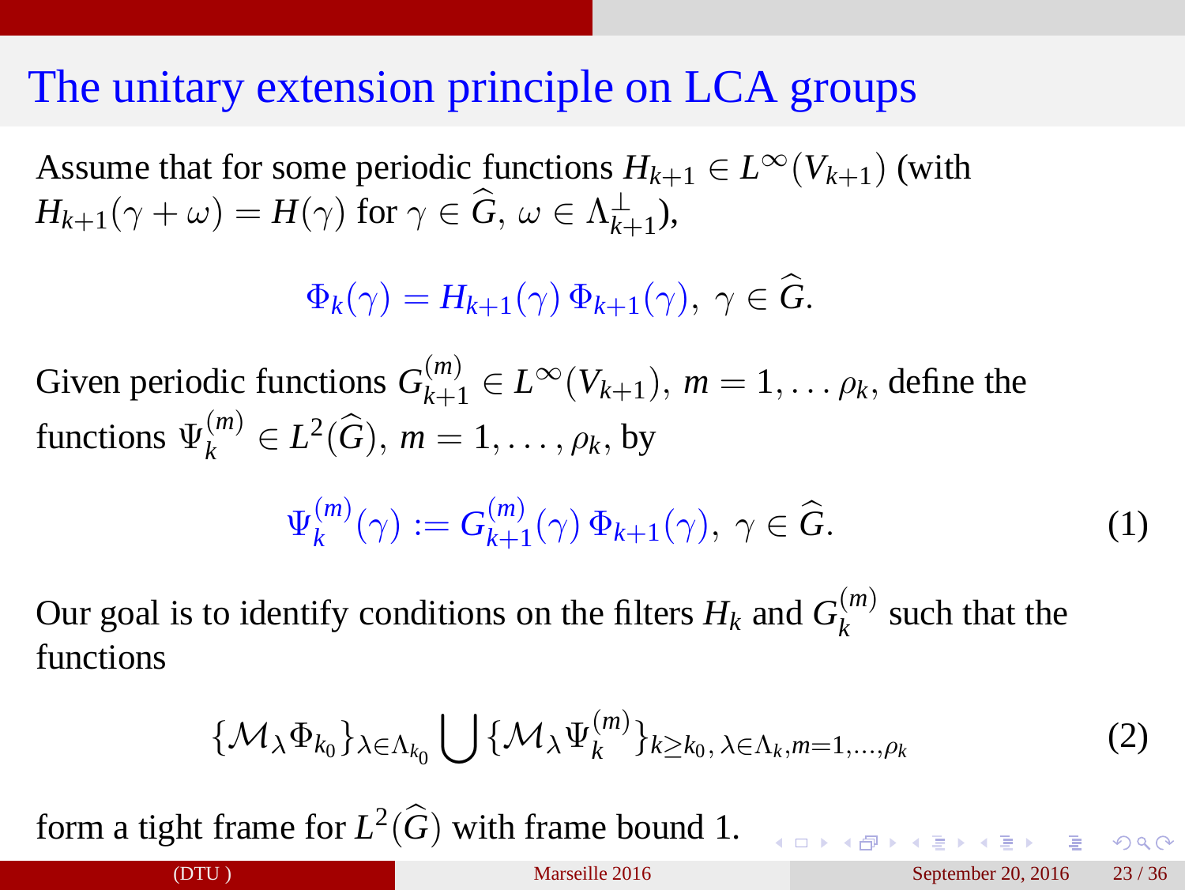# The unitary extension principle on LCA groups

Assume that for some periodic functions $H_{k+1} \in L^{\infty}(V_{k+1})$ (with $H_{k+1}(\gamma + \omega) = H(\gamma)$ for $\gamma \in \widehat{G}$, $\omega \in \Lambda_{k+1}^{\perp}$),

$$\Phi_k(\gamma) = H_{k+1}(\gamma)\, \Phi_{k+1}(\gamma),\ \gamma \in \widehat{G}.$$

Given periodic functions $G_{k+1}^{(m)} \in L^{\infty}(V_{k+1}),\ m = 1, \ldots \rho_k$, define the functions $\Psi_k^{(m)} \in L^2(\widehat{G}),\ m = 1, \ldots, \rho_k$, by

$$\Psi_k^{(m)}(\gamma) := G_{k+1}^{(m)}(\gamma)\, \Phi_{k+1}(\gamma),\ \gamma \in \widehat{G}. \tag{1}$$

Our goal is to identify conditions on the filters $H_k$ and $G_k^{(m)}$ such that the functions

$$\{\mathcal{M}_\lambda \Phi_{k_0}\}_{\lambda \in \Lambda_{k_0}} \bigcup \{\mathcal{M}_\lambda \Psi_k^{(m)}\}_{k \geq k_0,\, \lambda \in \Lambda_k, m=1,\ldots,\rho_k} \tag{2}$$

form a tight frame for $L^2(\widehat{G})$ with frame bound 1.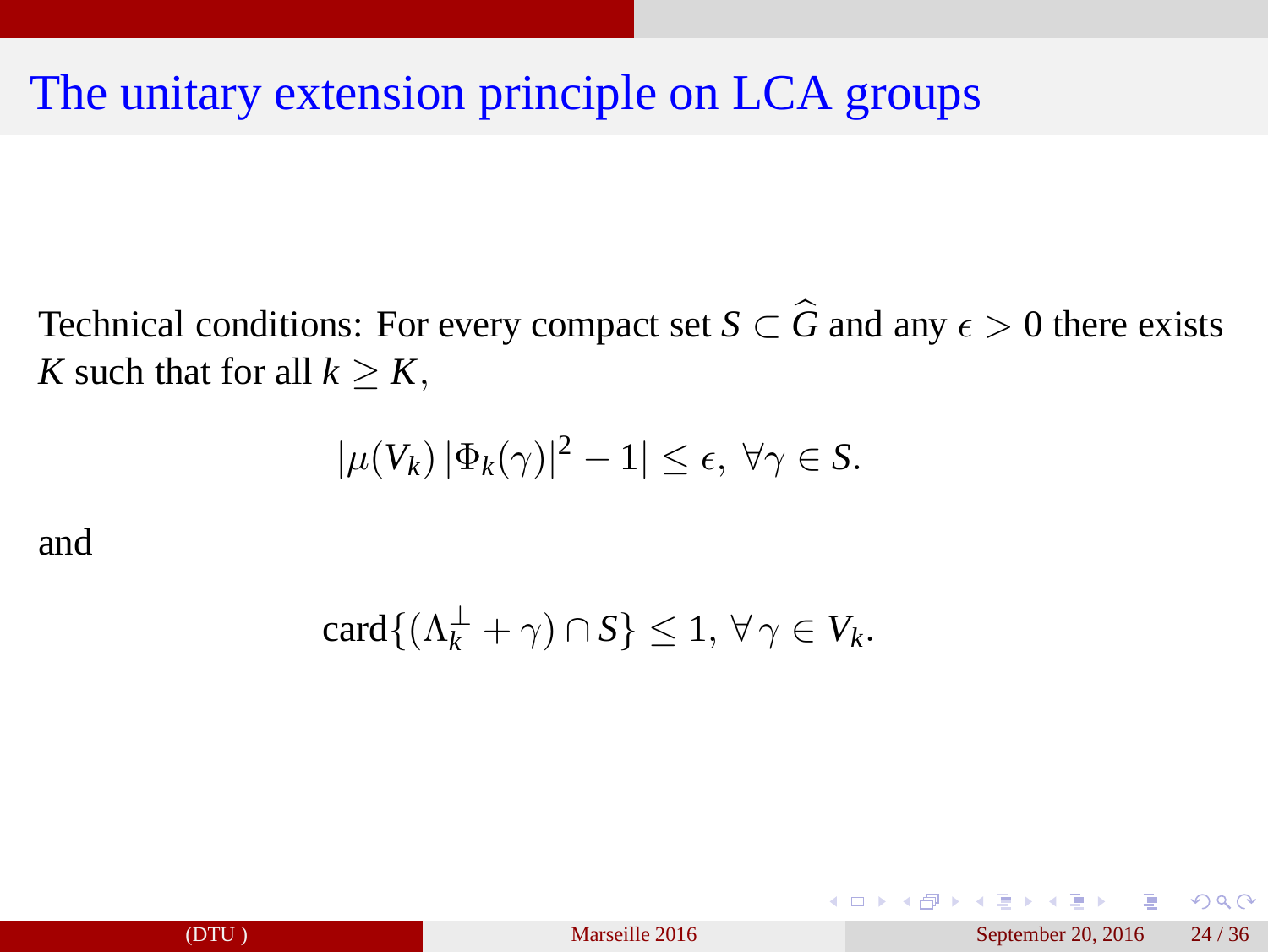# The unitary extension principle on LCA groups

Technical conditions: For every compact set $S \subset \widehat{G}$ and any $\epsilon > 0$ there exists $K$ such that for all $k \geq K$,

$$|\mu(V_k)\,|\Phi_k(\gamma)|^2 - 1| \leq \epsilon,\ \forall \gamma \in S.$$

and

$$\text{card}\{(\Lambda_k^{\perp} + \gamma) \cap S\} \leq 1,\ \forall\, \gamma \in V_k.$$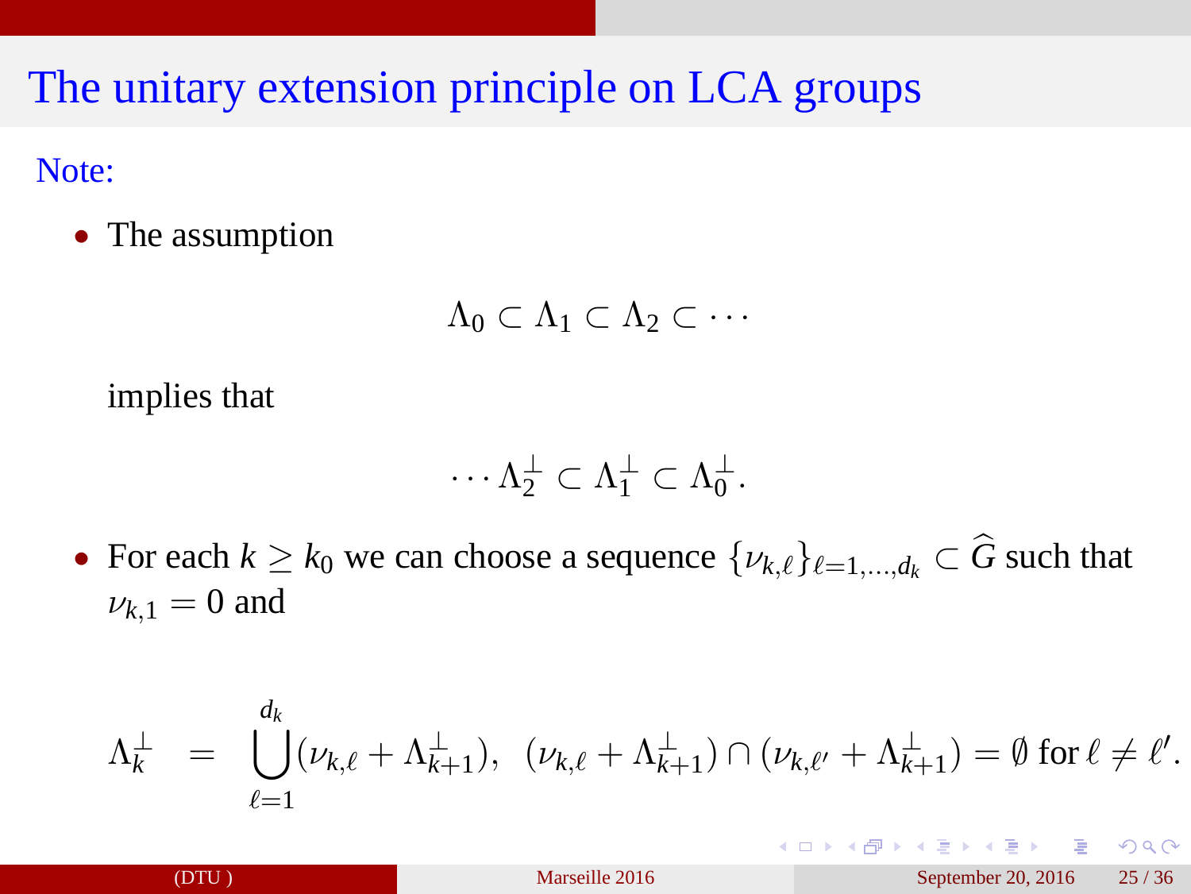# The unitary extension principle on LCA groups

Note:

- The assumption

$$\Lambda_0 \subset \Lambda_1 \subset \Lambda_2 \subset \cdots$$

implies that

$$\cdots \Lambda_2^\perp \subset \Lambda_1^\perp \subset \Lambda_0^\perp.$$

- For each $k \geq k_0$ we can choose a sequence $\{\nu_{k,\ell}\}_{\ell=1,\dots,d_k} \subset \widehat{G}$ such that $\nu_{k,1} = 0$ and

$$\Lambda_k^\perp = \bigcup_{\ell=1}^{d_k} (\nu_{k,\ell} + \Lambda_{k+1}^\perp), \quad (\nu_{k,\ell} + \Lambda_{k+1}^\perp) \cap (\nu_{k,\ell'} + \Lambda_{k+1}^\perp) = \emptyset \text{ for } \ell \neq \ell'.$$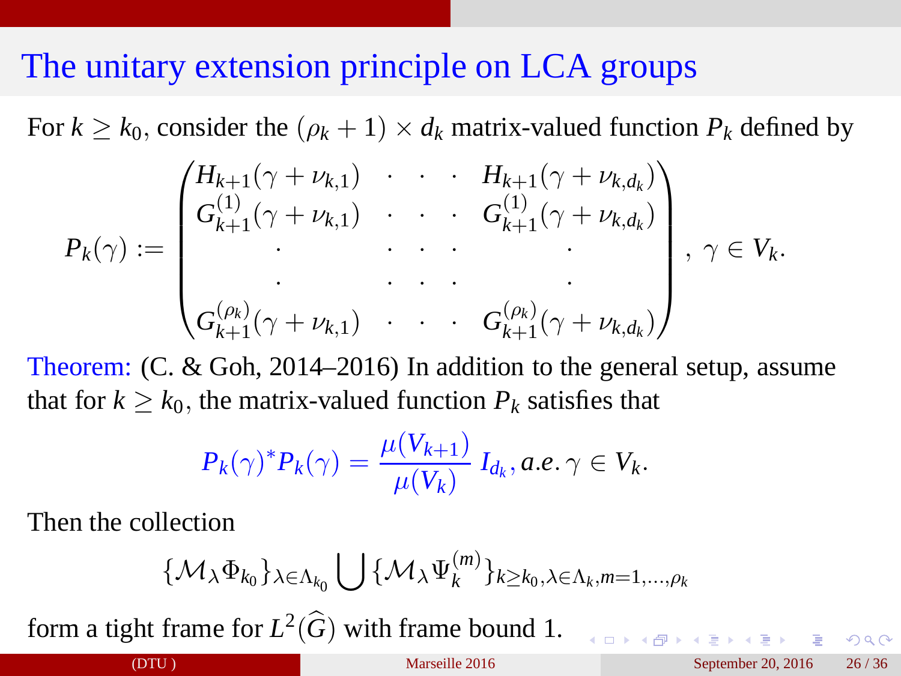# The unitary extension principle on LCA groups

For $k \geq k_0$, consider the $(\rho_k + 1) \times d_k$ matrix-valued function $P_k$ defined by

$$P_k(\gamma) := \begin{pmatrix} H_{k+1}(\gamma + \nu_{k,1}) & \cdot & \cdot & \cdot & H_{k+1}(\gamma + \nu_{k,d_k}) \\ G^{(1)}_{k+1}(\gamma + \nu_{k,1}) & \cdot & \cdot & \cdot & G^{(1)}_{k+1}(\gamma + \nu_{k,d_k}) \\ \cdot & \cdot & \cdot & \cdot & \cdot \\ \cdot & \cdot & \cdot & \cdot & \cdot \\ G^{(\rho_k)}_{k+1}(\gamma + \nu_{k,1}) & \cdot & \cdot & \cdot & G^{(\rho_k)}_{k+1}(\gamma + \nu_{k,d_k}) \end{pmatrix}, \; \gamma \in V_k.$$

Theorem: (C. & Goh, 2014–2016) In addition to the general setup, assume that for $k \geq k_0$, the matrix-valued function $P_k$ satisfies that

$$P_k(\gamma)^* P_k(\gamma) = \frac{\mu(V_{k+1})}{\mu(V_k)} \, I_{d_k}, a.e. \, \gamma \in V_k.$$

Then the collection

$$\{\mathcal{M}_\lambda \Phi_{k_0}\}_{\lambda \in \Lambda_{k_0}} \bigcup \{\mathcal{M}_\lambda \Psi^{(m)}_k\}_{k \geq k_0, \lambda \in \Lambda_k, m = 1, \ldots, \rho_k}$$

form a tight frame for $L^2(\widehat{G})$ with frame bound 1.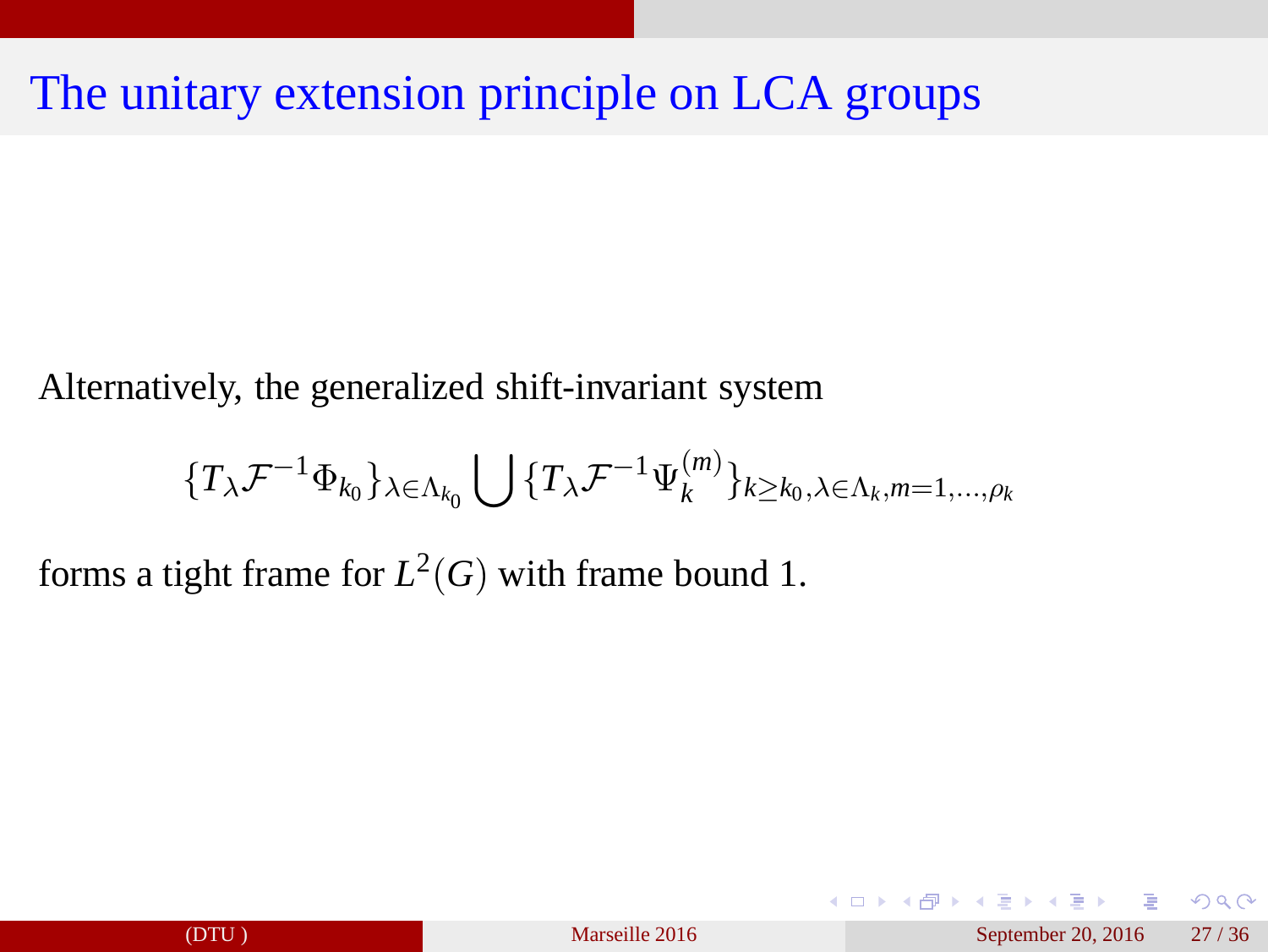# The unitary extension principle on LCA groups

Alternatively, the generalized shift-invariant system

$$\{T_\lambda \mathcal{F}^{-1}\Phi_{k_0}\}_{\lambda \in \Lambda_{k_0}} \bigcup \{T_\lambda \mathcal{F}^{-1}\Psi_k^{(m)}\}_{k \geq k_0, \lambda \in \Lambda_k, m=1,\ldots,\rho_k}$$

forms a tight frame for $L^2(G)$ with frame bound 1.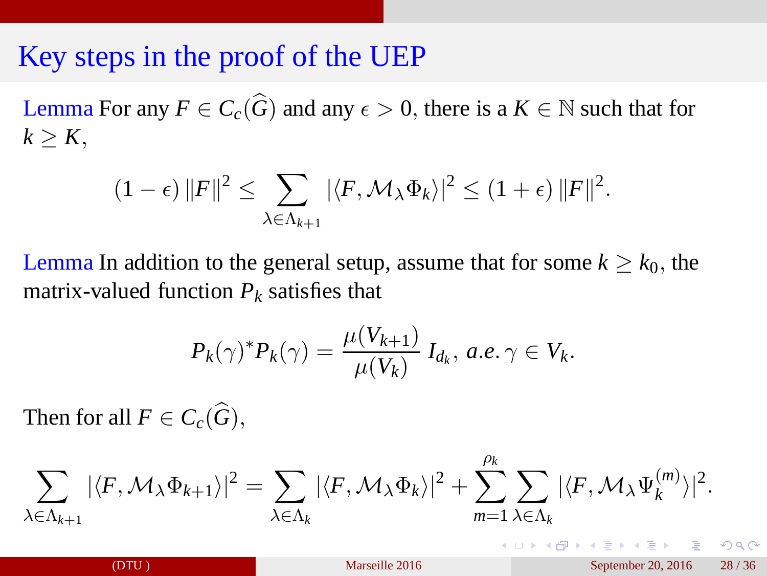# Key steps in the proof of the UEP

Lemma For any $F \in C_c(\widehat{G})$ and any $\epsilon > 0$, there is a $K \in \mathbb{N}$ such that for $k \geq K$,

$$(1-\epsilon)\,\|F\|^2 \leq \sum_{\lambda \in \Lambda_{k+1}} |\langle F, \mathcal{M}_\lambda \Phi_k \rangle|^2 \leq (1+\epsilon)\,\|F\|^2.$$

Lemma In addition to the general setup, assume that for some $k \geq k_0$, the matrix-valued function $P_k$ satisfies that

$$P_k(\gamma)^* P_k(\gamma) = \frac{\mu(V_{k+1})}{\mu(V_k)}\, I_{d_k},\ a.e.\, \gamma \in V_k.$$

Then for all $F \in C_c(\widehat{G})$,

$$\sum_{\lambda \in \Lambda_{k+1}} |\langle F, \mathcal{M}_\lambda \Phi_{k+1} \rangle|^2 = \sum_{\lambda \in \Lambda_k} |\langle F, \mathcal{M}_\lambda \Phi_k \rangle|^2 + \sum_{m=1}^{\rho_k} \sum_{\lambda \in \Lambda_k} |\langle F, \mathcal{M}_\lambda \Psi_k^{(m)} \rangle|^2.$$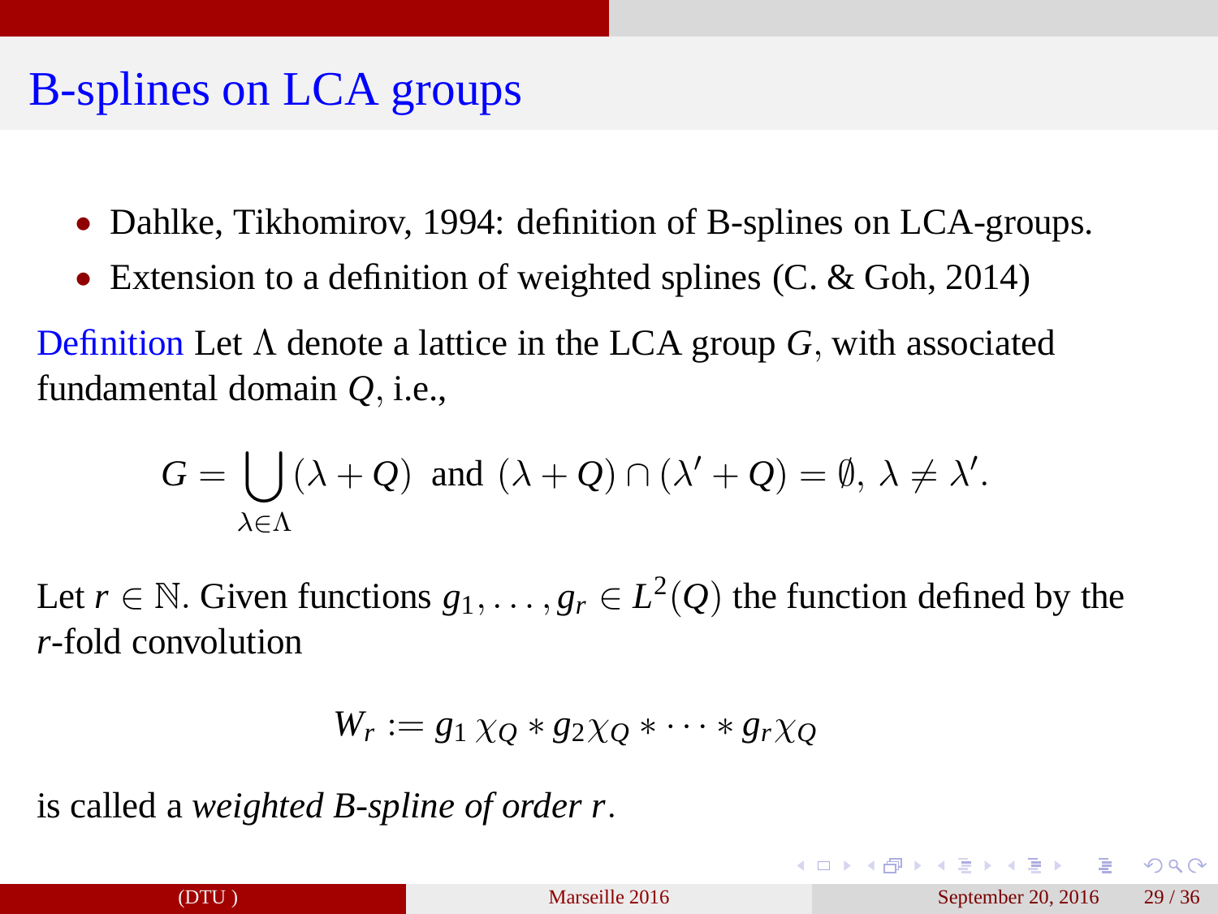# B-splines on LCA groups

- Dahlke, Tikhomirov, 1994: definition of B-splines on LCA-groups.
- Extension to a definition of weighted splines (C. & Goh, 2014)

Definition Let $\Lambda$ denote a lattice in the LCA group $G$, with associated fundamental domain $Q$, i.e.,

$$G = \bigcup_{\lambda \in \Lambda} (\lambda + Q) \text{ and } (\lambda + Q) \cap (\lambda' + Q) = \emptyset, \; \lambda \neq \lambda'.$$

Let $r \in \mathbb{N}$. Given functions $g_1, \ldots, g_r \in L^2(Q)$ the function defined by the $r$-fold convolution

$$W_r := g_1 \, \chi_Q * g_2 \chi_Q * \cdots * g_r \chi_Q$$

is called a *weighted B-spline of order* $r$.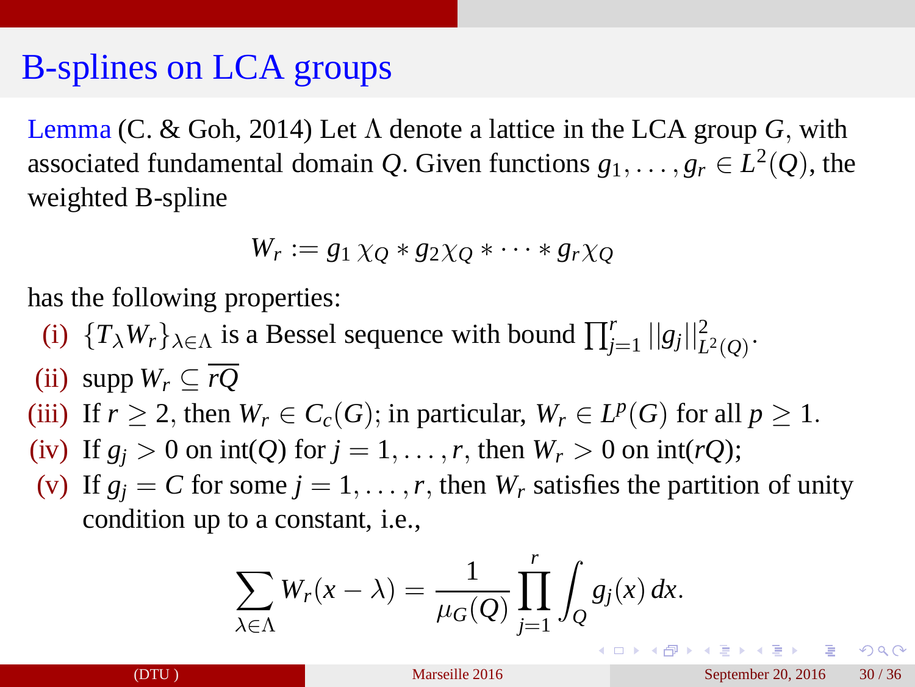# B-splines on LCA groups

Lemma (C. & Goh, 2014) Let $\Lambda$ denote a lattice in the LCA group $G$, with associated fundamental domain $Q$. Given functions $g_1, \ldots, g_r \in L^2(Q)$, the weighted B-spline

$$W_r := g_1 \chi_Q * g_2 \chi_Q * \cdots * g_r \chi_Q$$

has the following properties:

(i) $\{T_\lambda W_r\}_{\lambda \in \Lambda}$ is a Bessel sequence with bound $\prod_{j=1}^{r} ||g_j||^2_{L^2(Q)}$.

(ii) $\text{supp}\, W_r \subseteq \overline{rQ}$

(iii) If $r \geq 2$, then $W_r \in C_c(G)$; in particular, $W_r \in L^p(G)$ for all $p \geq 1$.

(iv) If $g_j > 0$ on int($Q$) for $j = 1, \ldots, r$, then $W_r > 0$ on int($rQ$);

(v) If $g_j = C$ for some $j = 1, \ldots, r$, then $W_r$ satisfies the partition of unity condition up to a constant, i.e.,

$$\sum_{\lambda \in \Lambda} W_r(x - \lambda) = \frac{1}{\mu_G(Q)} \prod_{j=1}^{r} \int_Q g_j(x)\, dx.$$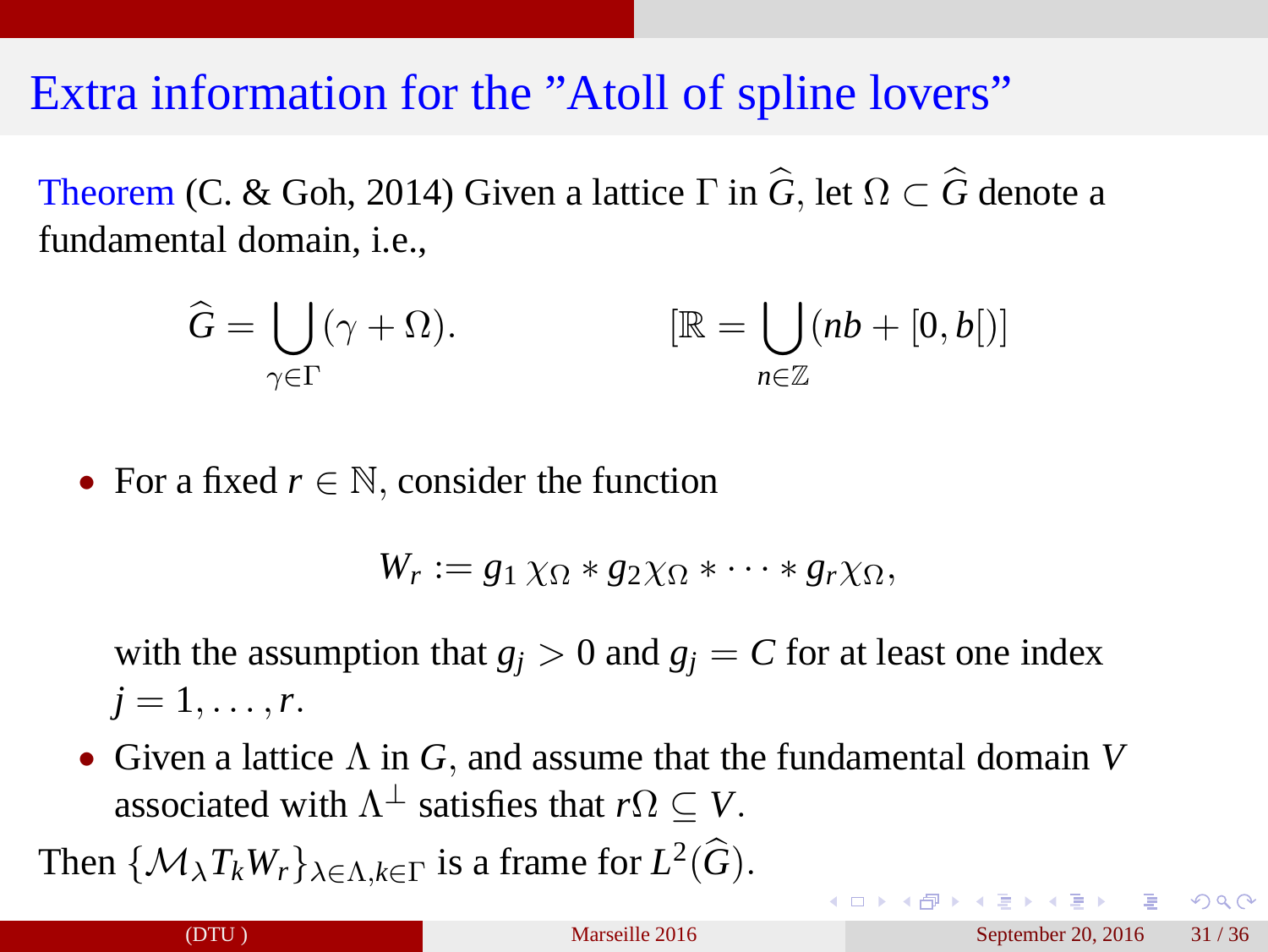# Extra information for the "Atoll of spline lovers"

Theorem (C. & Goh, 2014) Given a lattice $\Gamma$ in $\widehat{G}$, let $\Omega \subset \widehat{G}$ denote a fundamental domain, i.e.,

$$\widehat{G} = \bigcup_{\gamma \in \Gamma} (\gamma + \Omega). \qquad\qquad [\mathbb{R} = \bigcup_{n \in \mathbb{Z}} (nb + [0, b[)]$$

- For a fixed $r \in \mathbb{N}$, consider the function

$$W_r := g_1 \, \chi_\Omega * g_2 \chi_\Omega * \cdots * g_r \chi_\Omega,$$

  with the assumption that $g_j > 0$ and $g_j = C$ for at least one index $j = 1, \ldots, r$.

- Given a lattice $\Lambda$ in $G$, and assume that the fundamental domain $V$ associated with $\Lambda^\perp$ satisfies that $r\Omega \subseteq V$.

Then $\{\mathcal{M}_\lambda T_k W_r\}_{\lambda \in \Lambda, k \in \Gamma}$ is a frame for $L^2(\widehat{G})$.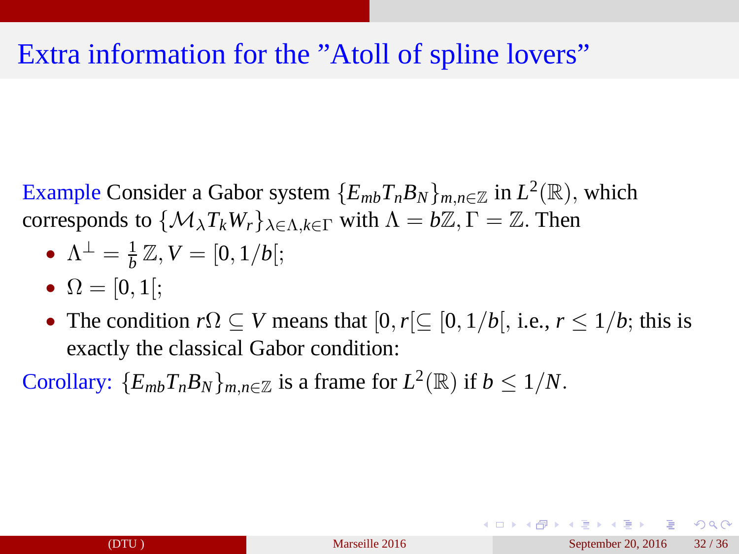# Extra information for the "Atoll of spline lovers"

Example Consider a Gabor system $\{E_{mb}T_nB_N\}_{m,n\in\mathbb{Z}}$ in $L^2(\mathbb{R})$, which corresponds to $\{\mathcal{M}_\lambda T_k W_r\}_{\lambda\in\Lambda,k\in\Gamma}$ with $\Lambda = b\mathbb{Z}, \Gamma = \mathbb{Z}$. Then

- $\Lambda^\perp = \frac{1}{b}\mathbb{Z}, V = [0, 1/b[$;
- $\Omega = [0, 1[$;
- The condition $r\Omega \subseteq V$ means that $[0, r[\subseteq [0, 1/b[$, i.e., $r \leq 1/b$; this is exactly the classical Gabor condition:

Corollary: $\{E_{mb}T_nB_N\}_{m,n\in\mathbb{Z}}$ is a frame for $L^2(\mathbb{R})$ if $b \leq 1/N$.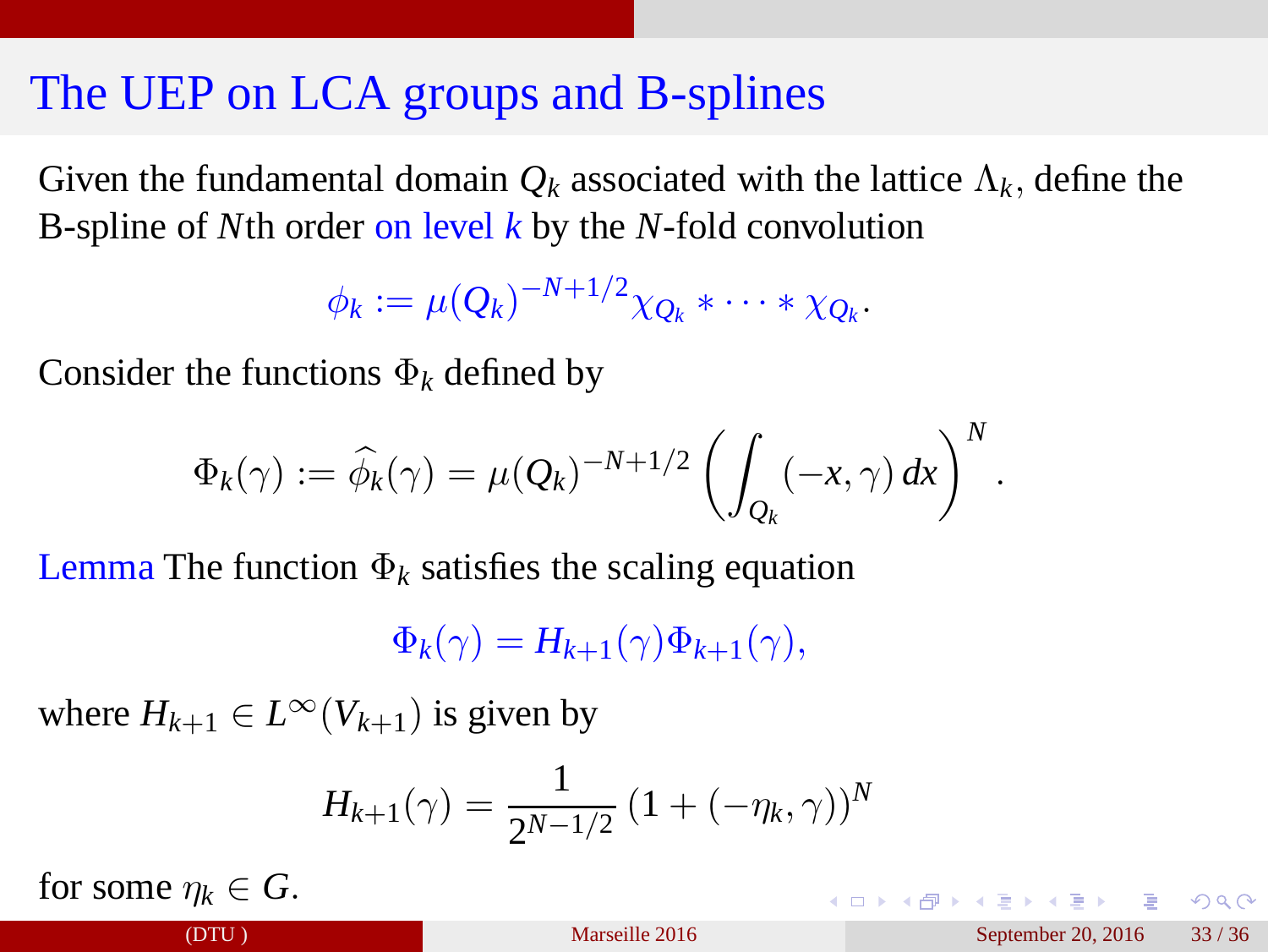# The UEP on LCA groups and B-splines

Given the fundamental domain $Q_k$ associated with the lattice $\Lambda_k$, define the B-spline of $N$th order on level $k$ by the $N$-fold convolution

$$\phi_k := \mu(Q_k)^{-N+1/2} \chi_{Q_k} * \cdots * \chi_{Q_k}.$$

Consider the functions $\Phi_k$ defined by

$$\Phi_k(\gamma) := \widehat{\phi_k}(\gamma) = \mu(Q_k)^{-N+1/2} \left( \int_{Q_k} (-x, \gamma)\, dx \right)^N.$$

Lemma The function $\Phi_k$ satisfies the scaling equation

$$\Phi_k(\gamma) = H_{k+1}(\gamma) \Phi_{k+1}(\gamma),$$

where $H_{k+1} \in L^\infty(V_{k+1})$ is given by

$$H_{k+1}(\gamma) = \frac{1}{2^{N-1/2}} \left(1 + (-\eta_k, \gamma)\right)^N$$

for some $\eta_k \in G$.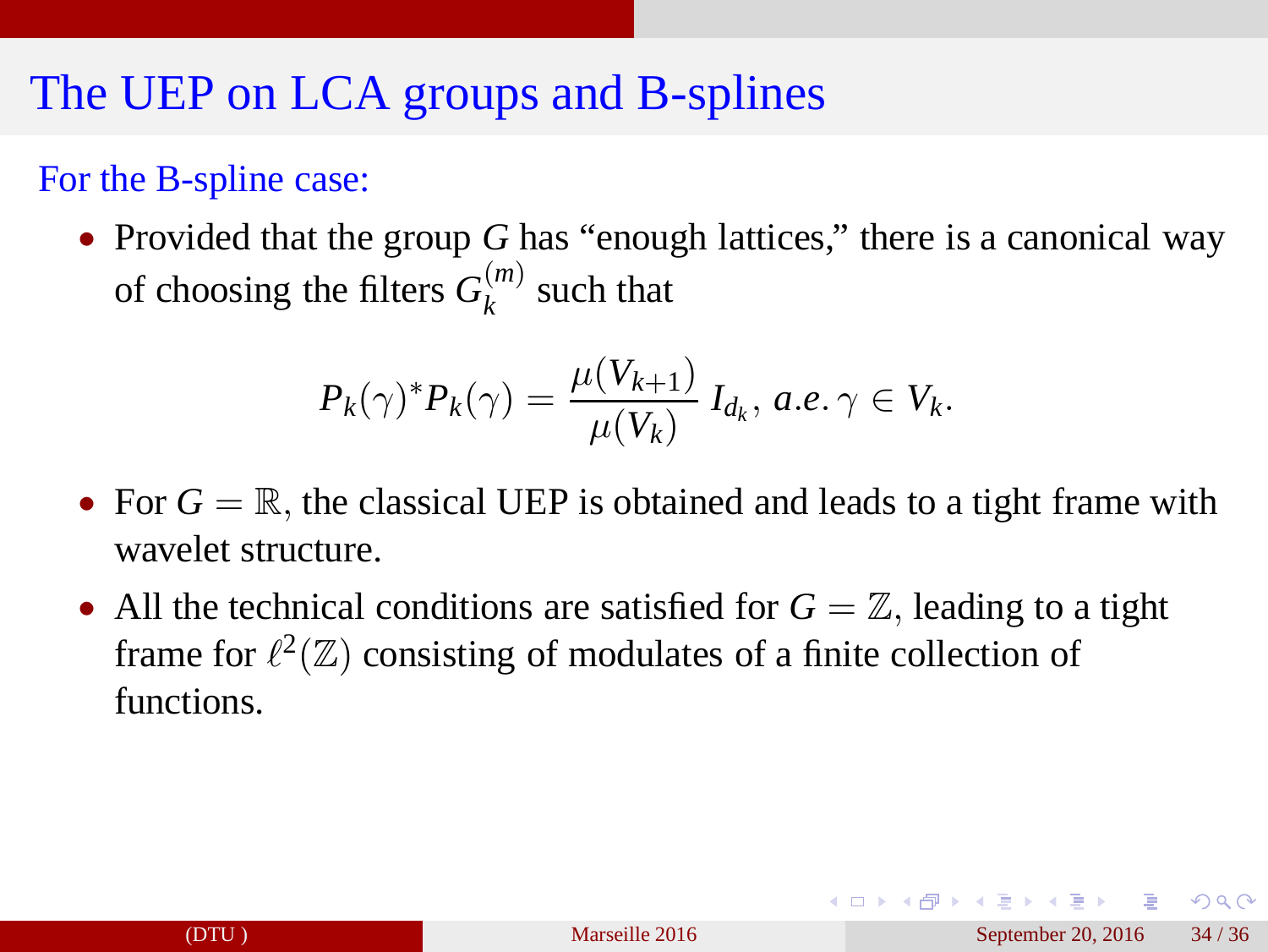# The UEP on LCA groups and B-splines

For the B-spline case:

- Provided that the group $G$ has "enough lattices," there is a canonical way of choosing the filters $G_k^{(m)}$ such that

$$P_k(\gamma)^* P_k(\gamma) = \frac{\mu(V_{k+1})}{\mu(V_k)} I_{d_k},\ a.e.\, \gamma \in V_k.$$

- For $G = \mathbb{R}$, the classical UEP is obtained and leads to a tight frame with wavelet structure.
- All the technical conditions are satisfied for $G = \mathbb{Z}$, leading to a tight frame for $\ell^2(\mathbb{Z})$ consisting of modulates of a finite collection of functions.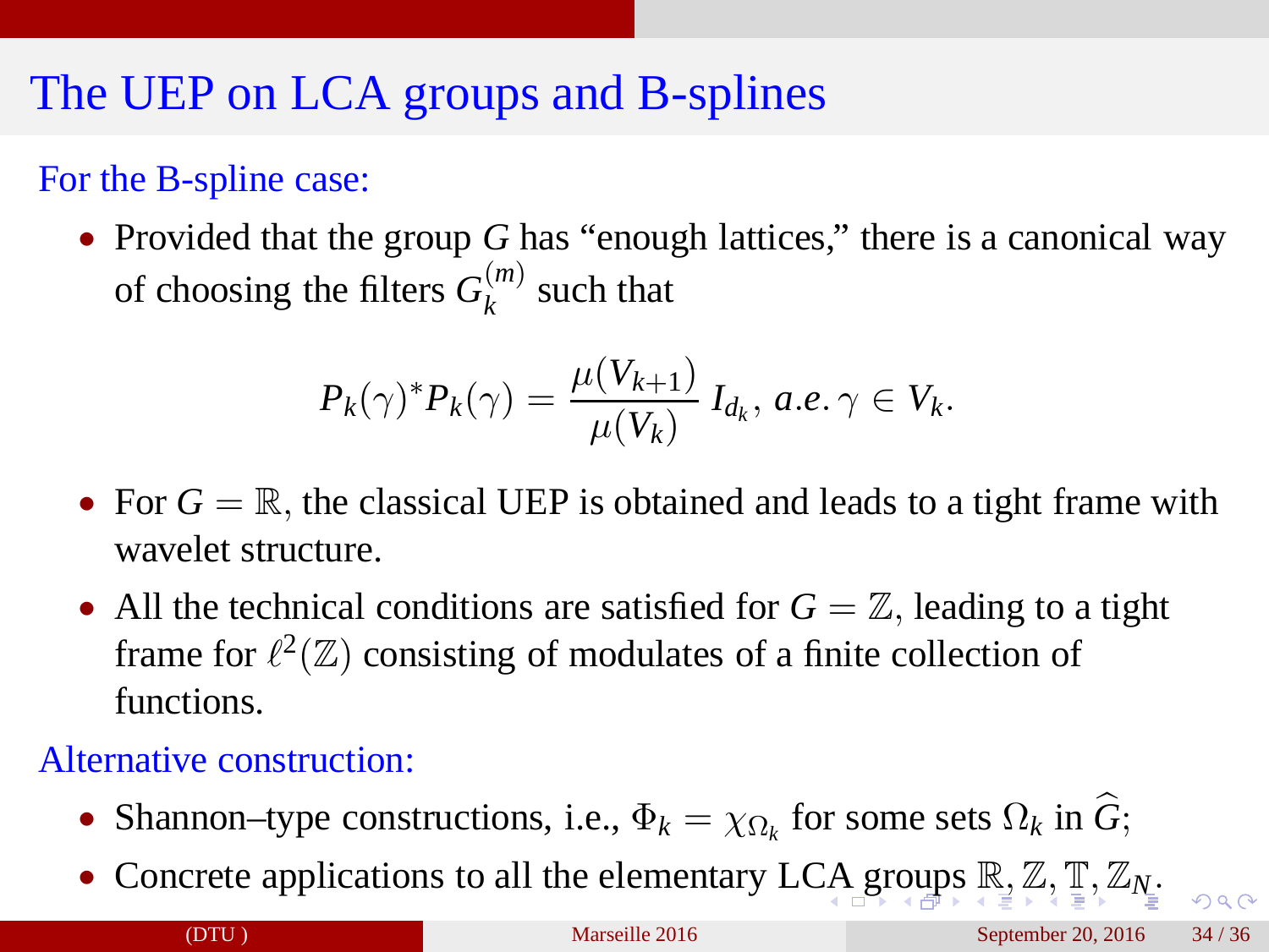# The UEP on LCA groups and B-splines

For the B-spline case:

- Provided that the group $G$ has "enough lattices," there is a canonical way of choosing the filters $G_k^{(m)}$ such that

$$P_k(\gamma)^* P_k(\gamma) = \frac{\mu(V_{k+1})}{\mu(V_k)} \, I_{d_k}, \; a.e.\, \gamma \in V_k.$$

- For $G = \mathbb{R}$, the classical UEP is obtained and leads to a tight frame with wavelet structure.
- All the technical conditions are satisfied for $G = \mathbb{Z}$, leading to a tight frame for $\ell^2(\mathbb{Z})$ consisting of modulates of a finite collection of functions.

Alternative construction:

- Shannon–type constructions, i.e., $\Phi_k = \chi_{\Omega_k}$ for some sets $\Omega_k$ in $\widehat{G}$;
- Concrete applications to all the elementary LCA groups $\mathbb{R}, \mathbb{Z}, \mathbb{T}, \mathbb{Z}_N$.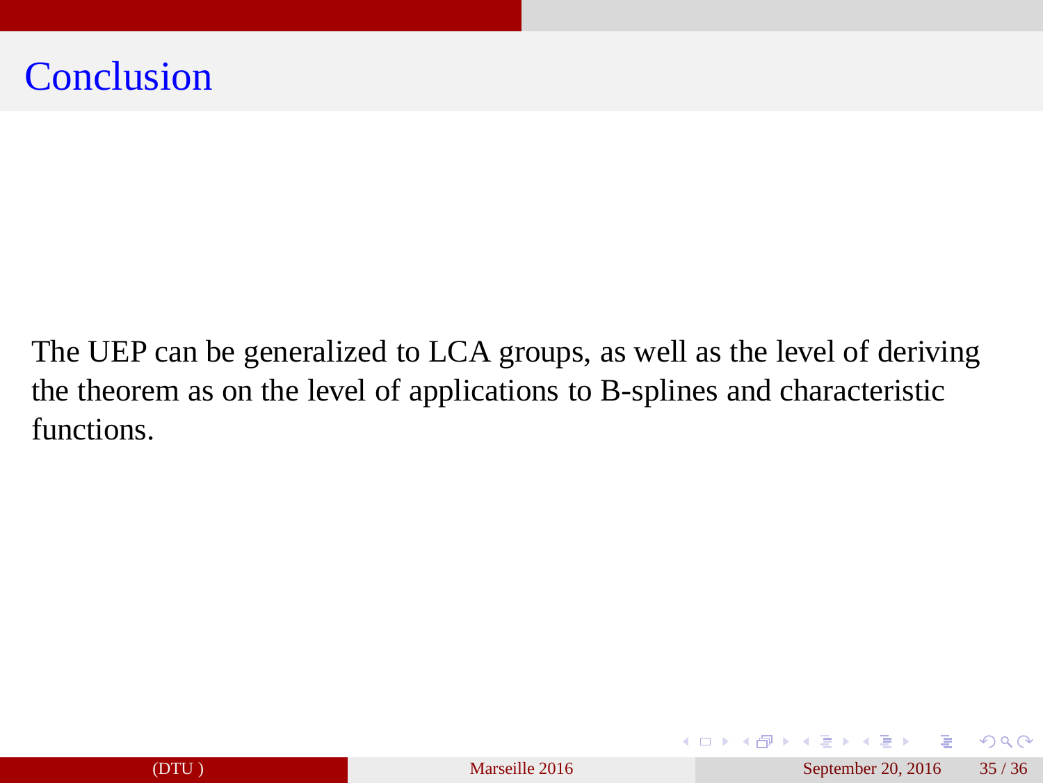# Conclusion

The UEP can be generalized to LCA groups, as well as the level of deriving the theorem as on the level of applications to B-splines and characteristic functions.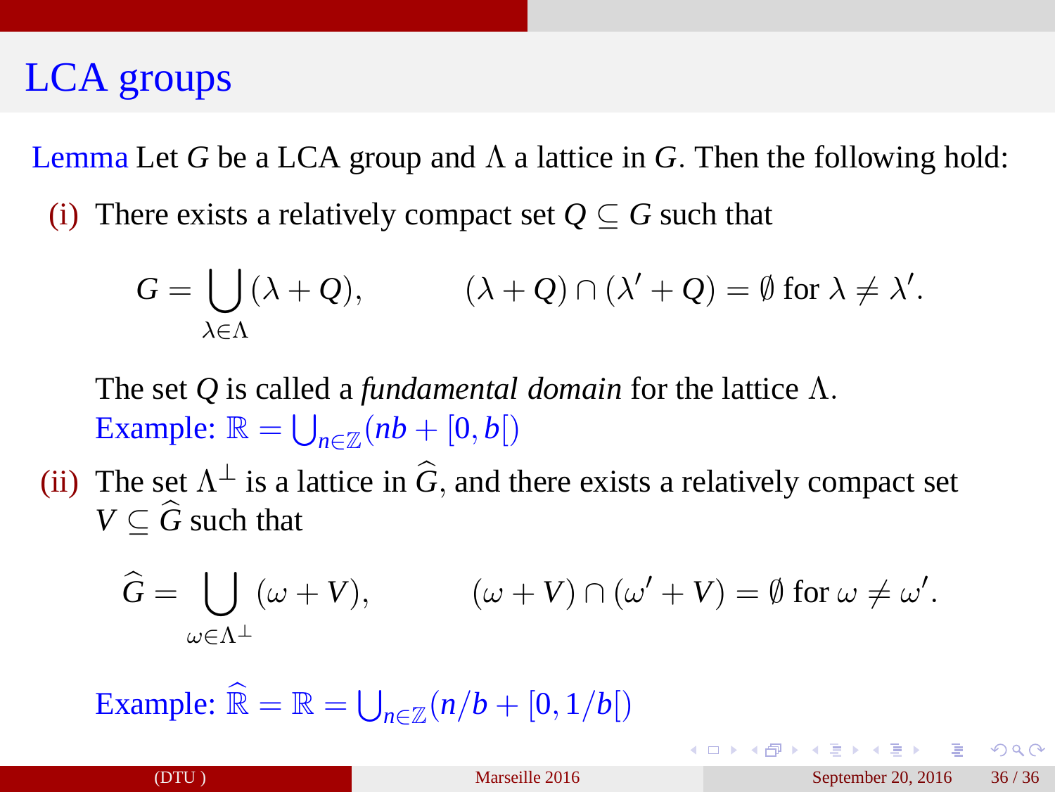# LCA groups

**Lemma** Let $G$ be a LCA group and $\Lambda$ a lattice in $G$. Then the following hold:

(i) There exists a relatively compact set $Q \subseteq G$ such that

$$G = \bigcup_{\lambda \in \Lambda} (\lambda + Q), \qquad (\lambda + Q) \cap (\lambda' + Q) = \emptyset \text{ for } \lambda \neq \lambda'.$$

The set $Q$ is called a *fundamental domain* for the lattice $\Lambda$.
Example: $\mathbb{R} = \bigcup_{n \in \mathbb{Z}} (nb + [0, b[)$

(ii) The set $\Lambda^{\perp}$ is a lattice in $\widehat{G}$, and there exists a relatively compact set $V \subseteq \widehat{G}$ such that

$$\widehat{G} = \bigcup_{\omega \in \Lambda^{\perp}} (\omega + V), \qquad (\omega + V) \cap (\omega' + V) = \emptyset \text{ for } \omega \neq \omega'.$$

Example: $\widehat{\mathbb{R}} = \mathbb{R} = \bigcup_{n \in \mathbb{Z}} (n/b + [0, 1/b[)$